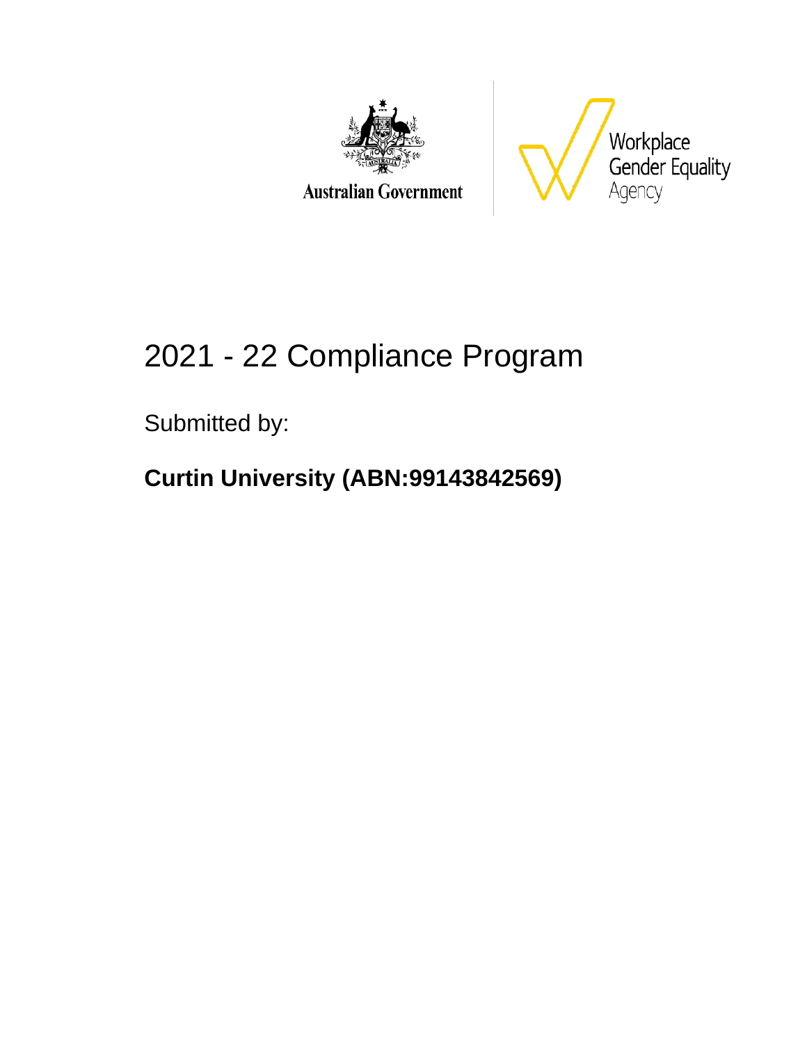Australian Government

Workplace Gender Equality Agency

# 2021 - 22 Compliance Program

Submitted by:

**Curtin University (ABN:99143842569)**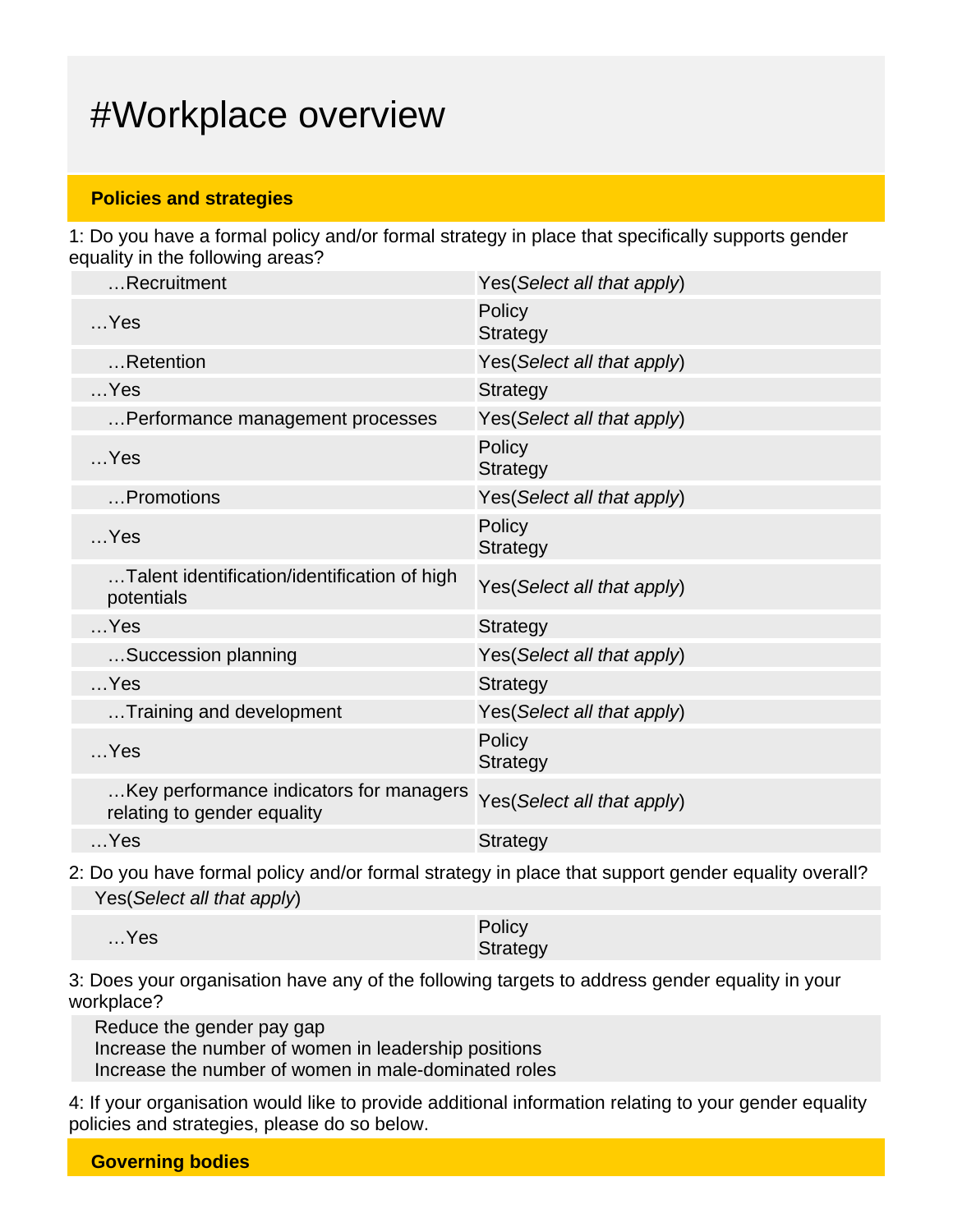# #Workplace overview

## Policies and strategies

1: Do you have a formal policy and/or formal strategy in place that specifically supports gender equality in the following areas?

| | |
|---|---|
| …Recruitment | Yes(*Select all that apply*) |
| …Yes | Policy<br>Strategy |
| …Retention | Yes(*Select all that apply*) |
| …Yes | Strategy |
| …Performance management processes | Yes(*Select all that apply*) |
| …Yes | Policy<br>Strategy |
| …Promotions | Yes(*Select all that apply*) |
| …Yes | Policy<br>Strategy |
| …Talent identification/identification of high potentials | Yes(*Select all that apply*) |
| …Yes | Strategy |
| …Succession planning | Yes(*Select all that apply*) |
| …Yes | Strategy |
| …Training and development | Yes(*Select all that apply*) |
| …Yes | Policy<br>Strategy |
| …Key performance indicators for managers relating to gender equality | Yes(*Select all that apply*) |
| …Yes | Strategy |

2: Do you have formal policy and/or formal strategy in place that support gender equality overall?

| | |
|---|---|
| Yes(*Select all that apply*) | |
| …Yes | Policy<br>Strategy |

3: Does your organisation have any of the following targets to address gender equality in your workplace?

- Reduce the gender pay gap
- Increase the number of women in leadership positions
- Increase the number of women in male-dominated roles

4: If your organisation would like to provide additional information relating to your gender equality policies and strategies, please do so below.

## Governing bodies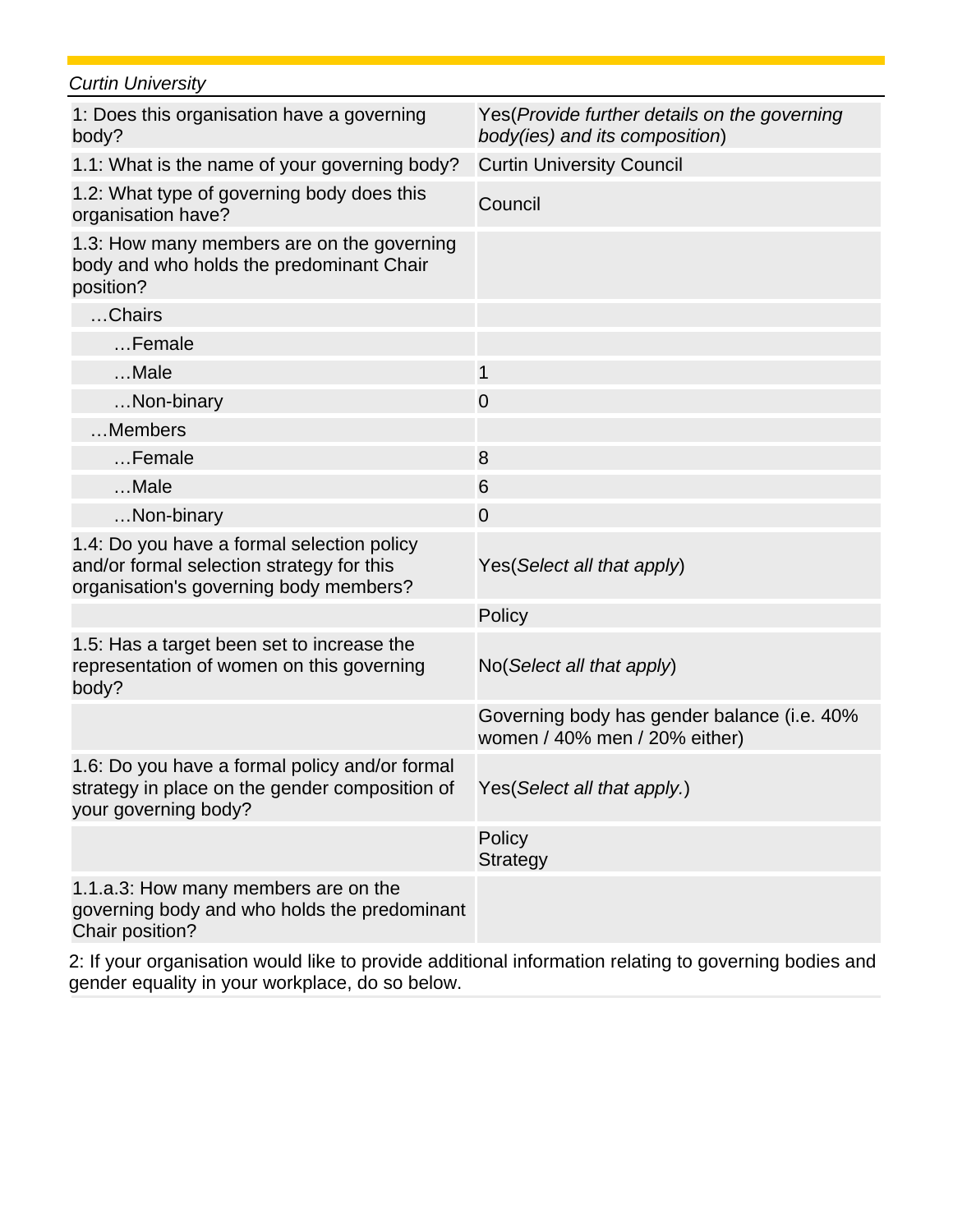*Curtin University*

| | |
|---|---|
| 1: Does this organisation have a governing body? | Yes(*Provide further details on the governing body(ies) and its composition*) |
| 1.1: What is the name of your governing body? | Curtin University Council |
| 1.2: What type of governing body does this organisation have? | Council |
| 1.3: How many members are on the governing body and who holds the predominant Chair position? | |
| …Chairs | |
| …Female | |
| …Male | 1 |
| …Non-binary | 0 |
| …Members | |
| …Female | 8 |
| …Male | 6 |
| …Non-binary | 0 |
| 1.4: Do you have a formal selection policy and/or formal selection strategy for this organisation's governing body members? | Yes(*Select all that apply*) |
| | Policy |
| 1.5: Has a target been set to increase the representation of women on this governing body? | No(*Select all that apply*) |
| | Governing body has gender balance (i.e. 40% women / 40% men / 20% either) |
| 1.6: Do you have a formal policy and/or formal strategy in place on the gender composition of your governing body? | Yes(*Select all that apply.*) |
| | Policy<br>Strategy |
| 1.1.a.3: How many members are on the governing body and who holds the predominant Chair position? | |

2: If your organisation would like to provide additional information relating to governing bodies and gender equality in your workplace, do so below.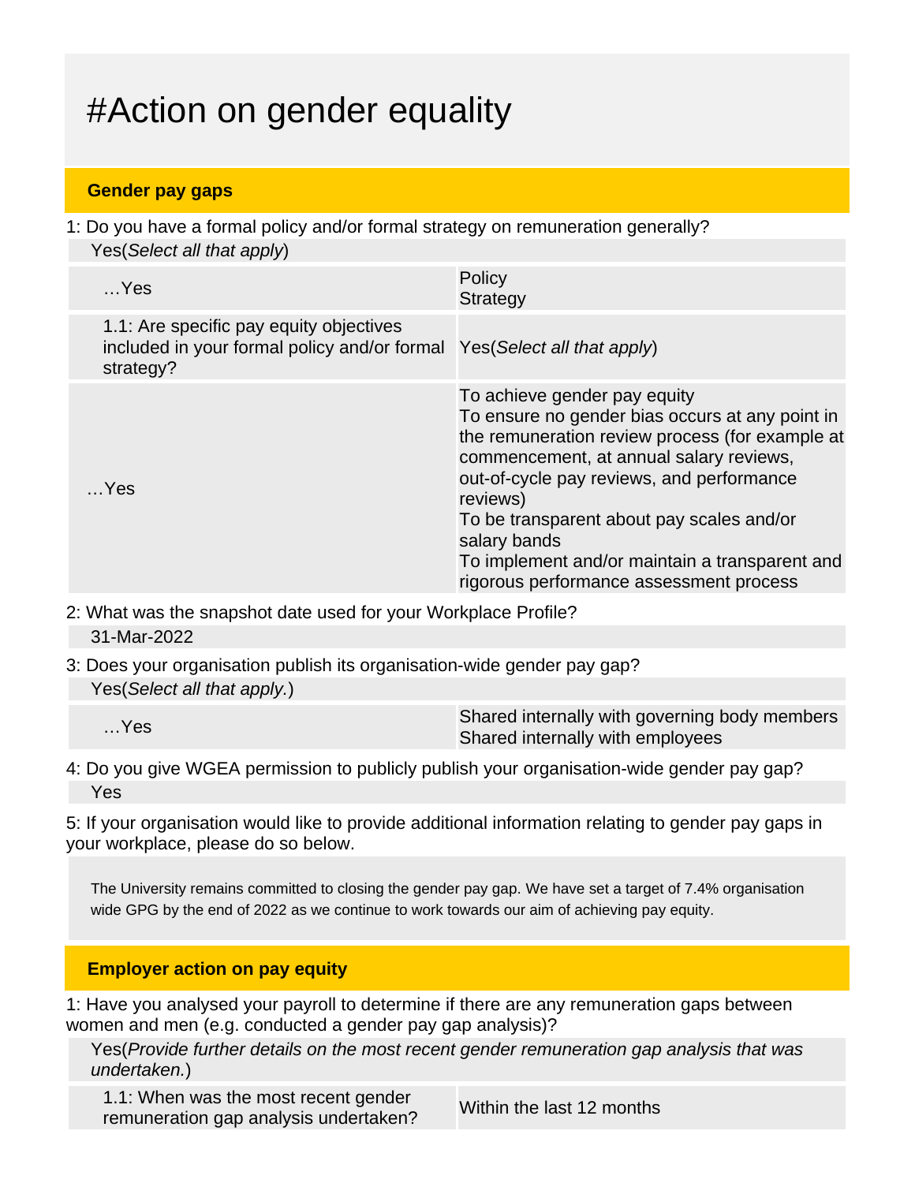# #Action on gender equality

## Gender pay gaps

1: Do you have a formal policy and/or formal strategy on remuneration generally?

Yes(*Select all that apply*)

| | |
|---|---|
| …Yes | Policy<br>Strategy |
| 1.1: Are specific pay equity objectives included in your formal policy and/or formal strategy? | Yes(*Select all that apply*) |
| …Yes | To achieve gender pay equity<br>To ensure no gender bias occurs at any point in the remuneration review process (for example at commencement, at annual salary reviews, out-of-cycle pay reviews, and performance reviews)<br>To be transparent about pay scales and/or salary bands<br>To implement and/or maintain a transparent and rigorous performance assessment process |

2: What was the snapshot date used for your Workplace Profile?

31-Mar-2022

3: Does your organisation publish its organisation-wide gender pay gap?

Yes(*Select all that apply.*)

| | |
|---|---|
| …Yes | Shared internally with governing body members<br>Shared internally with employees |

4: Do you give WGEA permission to publicly publish your organisation-wide gender pay gap?

Yes

5: If your organisation would like to provide additional information relating to gender pay gaps in your workplace, please do so below.

The University remains committed to closing the gender pay gap. We have set a target of 7.4% organisation wide GPG by the end of 2022 as we continue to work towards our aim of achieving pay equity.

## Employer action on pay equity

1: Have you analysed your payroll to determine if there are any remuneration gaps between women and men (e.g. conducted a gender pay gap analysis)?

Yes(*Provide further details on the most recent gender remuneration gap analysis that was undertaken.*)

| | |
|---|---|
| 1.1: When was the most recent gender remuneration gap analysis undertaken? | Within the last 12 months |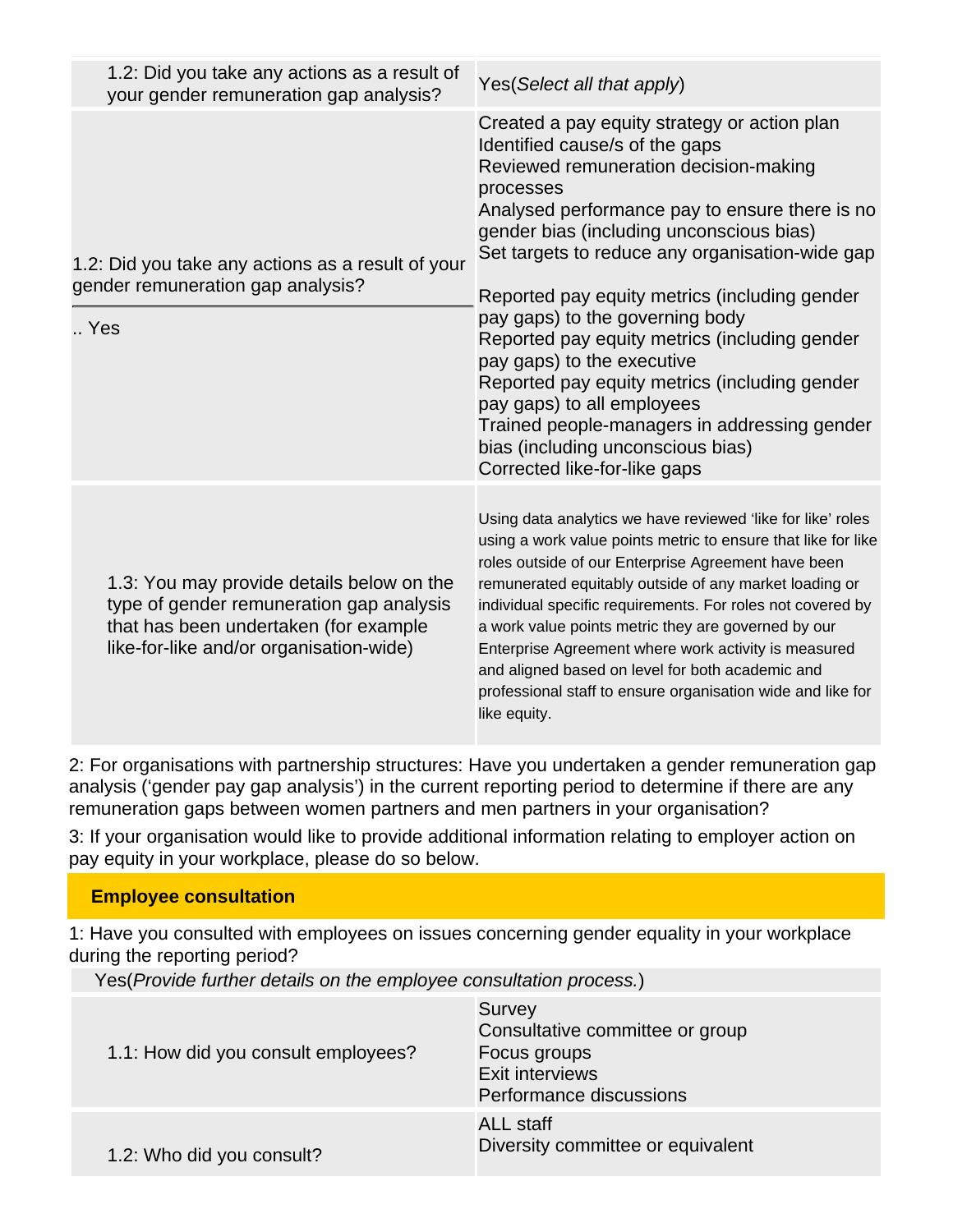| | |
|---|---|
| 1.2: Did you take any actions as a result of your gender remuneration gap analysis? | Yes(*Select all that apply*) |
| 1.2: Did you take any actions as a result of your gender remuneration gap analysis?<br><br>.. Yes | Created a pay equity strategy or action plan<br>Identified cause/s of the gaps<br>Reviewed remuneration decision-making processes<br>Analysed performance pay to ensure there is no gender bias (including unconscious bias)<br>Set targets to reduce any organisation-wide gap<br><br>Reported pay equity metrics (including gender pay gaps) to the governing body<br>Reported pay equity metrics (including gender pay gaps) to the executive<br>Reported pay equity metrics (including gender pay gaps) to all employees<br>Trained people-managers in addressing gender bias (including unconscious bias)<br>Corrected like-for-like gaps |
| 1.3: You may provide details below on the type of gender remuneration gap analysis that has been undertaken (for example like-for-like and/or organisation-wide) | Using data analytics we have reviewed 'like for like' roles using a work value points metric to ensure that like for like roles outside of our Enterprise Agreement have been remunerated equitably outside of any market loading or individual specific requirements. For roles not covered by a work value points metric they are governed by our Enterprise Agreement where work activity is measured and aligned based on level for both academic and professional staff to ensure organisation wide and like for like equity. |

2: For organisations with partnership structures: Have you undertaken a gender remuneration gap analysis ('gender pay gap analysis') in the current reporting period to determine if there are any remuneration gaps between women partners and men partners in your organisation?

3: If your organisation would like to provide additional information relating to employer action on pay equity in your workplace, please do so below.

## Employee consultation

1: Have you consulted with employees on issues concerning gender equality in your workplace during the reporting period?

Yes(*Provide further details on the employee consultation process.*)

| | |
|---|---|
| 1.1: How did you consult employees? | Survey<br>Consultative committee or group<br>Focus groups<br>Exit interviews<br>Performance discussions |
| 1.2: Who did you consult? | ALL staff<br>Diversity committee or equivalent |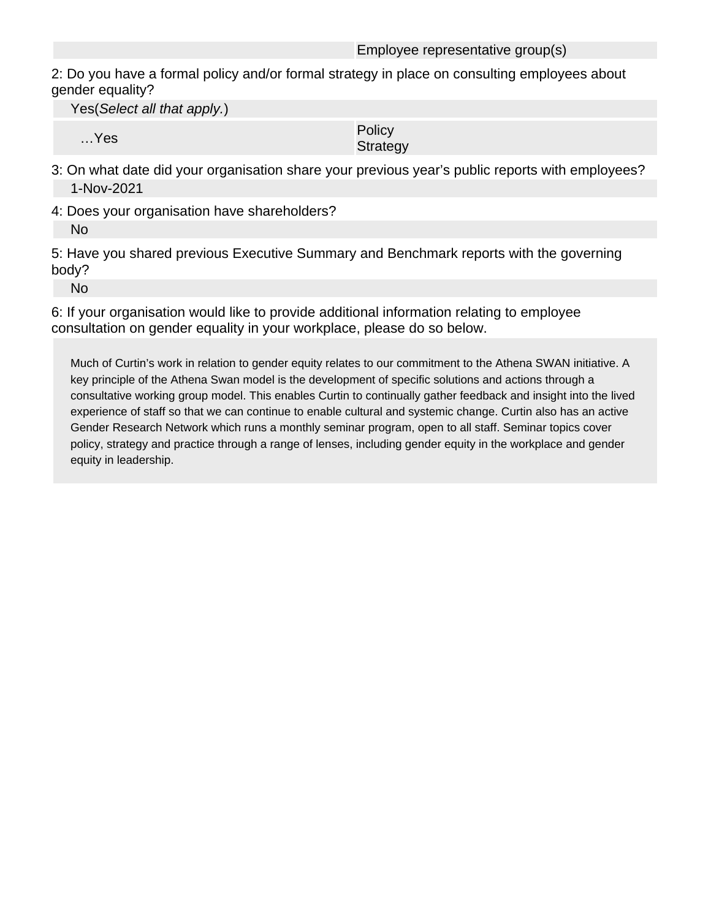| | Employee representative group(s) |
|---|---|

2: Do you have a formal policy and/or formal strategy in place on consulting employees about gender equality?

Yes(*Select all that apply.*)

| …Yes | Policy<br>Strategy |
|---|---|

3: On what date did your organisation share your previous year's public reports with employees?

1-Nov-2021

4: Does your organisation have shareholders?

No

5: Have you shared previous Executive Summary and Benchmark reports with the governing body?

No

6: If your organisation would like to provide additional information relating to employee consultation on gender equality in your workplace, please do so below.

Much of Curtin's work in relation to gender equity relates to our commitment to the Athena SWAN initiative. A key principle of the Athena Swan model is the development of specific solutions and actions through a consultative working group model. This enables Curtin to continually gather feedback and insight into the lived experience of staff so that we can continue to enable cultural and systemic change. Curtin also has an active Gender Research Network which runs a monthly seminar program, open to all staff. Seminar topics cover policy, strategy and practice through a range of lenses, including gender equity in the workplace and gender equity in leadership.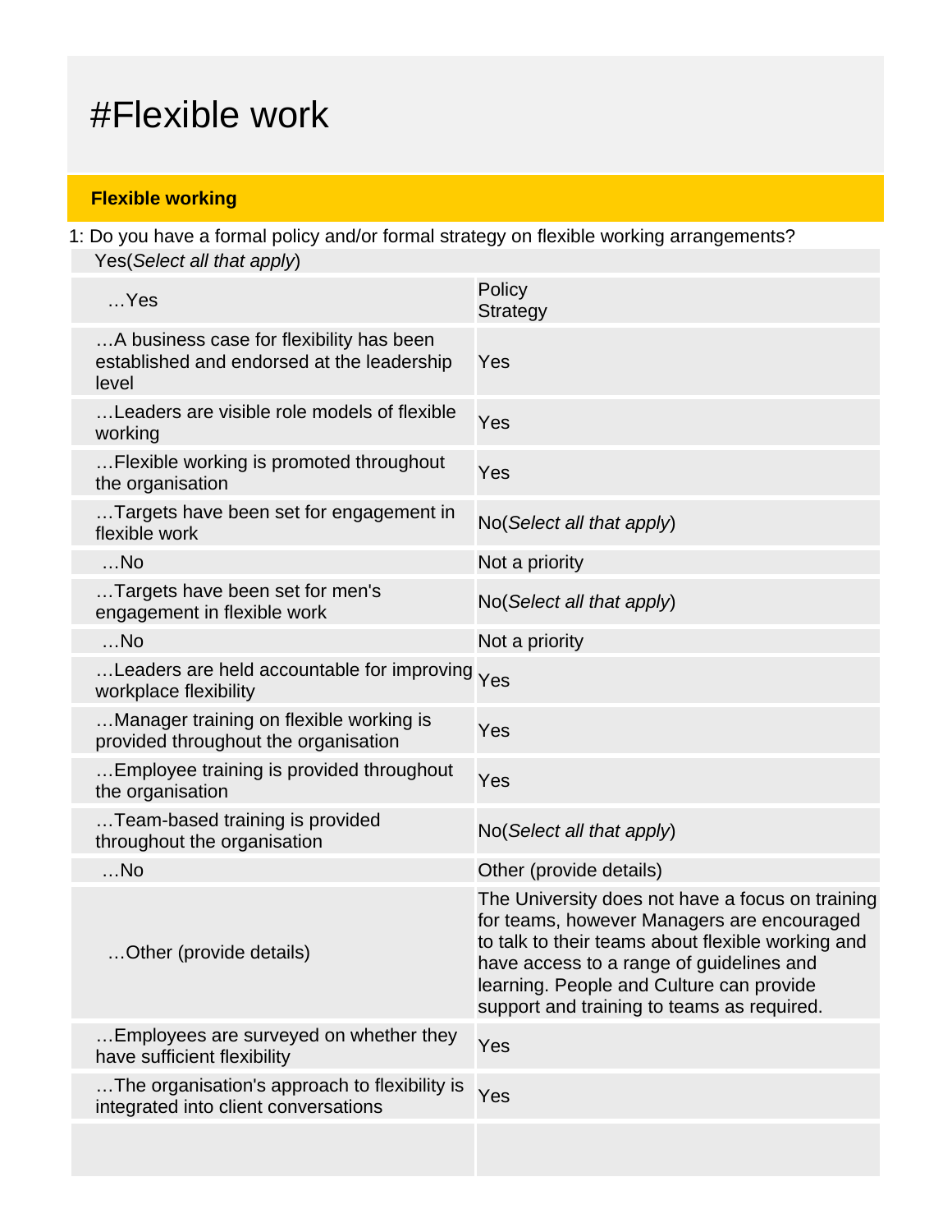# #Flexible work

## Flexible working

1: Do you have a formal policy and/or formal strategy on flexible working arrangements?

Yes(*Select all that apply*)

| | |
|---|---|
| …Yes | Policy<br>Strategy |
| …A business case for flexibility has been established and endorsed at the leadership level | Yes |
| …Leaders are visible role models of flexible working | Yes |
| …Flexible working is promoted throughout the organisation | Yes |
| …Targets have been set for engagement in flexible work | No(*Select all that apply*) |
| …No | Not a priority |
| …Targets have been set for men's engagement in flexible work | No(*Select all that apply*) |
| …No | Not a priority |
| …Leaders are held accountable for improving workplace flexibility | Yes |
| …Manager training on flexible working is provided throughout the organisation | Yes |
| …Employee training is provided throughout the organisation | Yes |
| …Team-based training is provided throughout the organisation | No(*Select all that apply*) |
| …No | Other (provide details) |
| …Other (provide details) | The University does not have a focus on training for teams, however Managers are encouraged to talk to their teams about flexible working and have access to a range of guidelines and learning. People and Culture can provide support and training to teams as required. |
| …Employees are surveyed on whether they have sufficient flexibility | Yes |
| …The organisation's approach to flexibility is integrated into client conversations | Yes |
| | |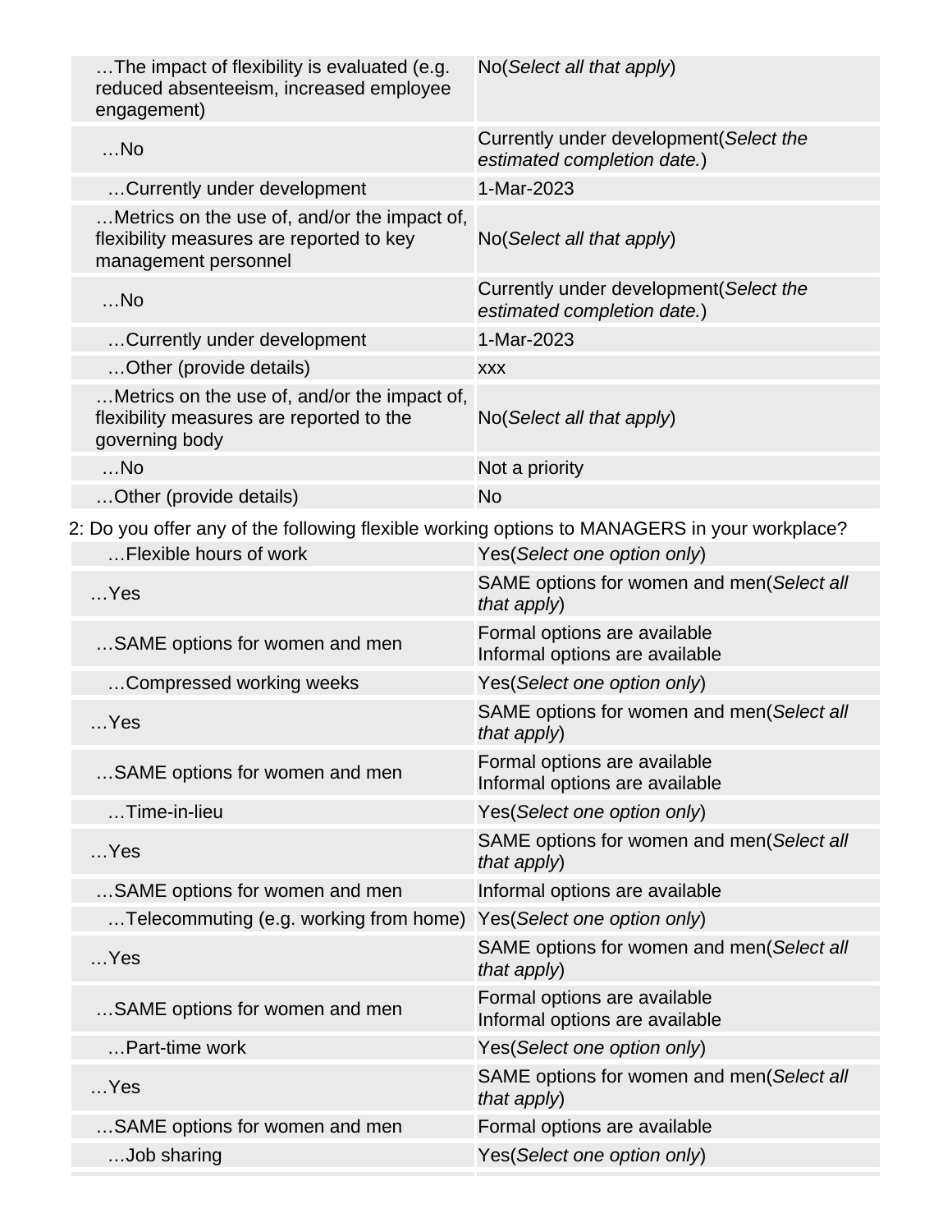| | |
|---|---|
| …The impact of flexibility is evaluated (e.g. reduced absenteeism, increased employee engagement) | No(*Select all that apply*) |
| …No | Currently under development(*Select the estimated completion date.*) |
| …Currently under development | 1-Mar-2023 |
| …Metrics on the use of, and/or the impact of, flexibility measures are reported to key management personnel | No(*Select all that apply*) |
| …No | Currently under development(*Select the estimated completion date.*) |
| …Currently under development | 1-Mar-2023 |
| …Other (provide details) | xxx |
| …Metrics on the use of, and/or the impact of, flexibility measures are reported to the governing body | No(*Select all that apply*) |
| …No | Not a priority |
| …Other (provide details) | No |

2: Do you offer any of the following flexible working options to MANAGERS in your workplace?

| | |
|---|---|
| …Flexible hours of work | Yes(*Select one option only*) |
| …Yes | SAME options for women and men(*Select all that apply*) |
| …SAME options for women and men | Formal options are available<br>Informal options are available |
| …Compressed working weeks | Yes(*Select one option only*) |
| …Yes | SAME options for women and men(*Select all that apply*) |
| …SAME options for women and men | Formal options are available<br>Informal options are available |
| …Time-in-lieu | Yes(*Select one option only*) |
| …Yes | SAME options for women and men(*Select all that apply*) |
| …SAME options for women and men | Informal options are available |
| …Telecommuting (e.g. working from home) | Yes(*Select one option only*) |
| …Yes | SAME options for women and men(*Select all that apply*) |
| …SAME options for women and men | Formal options are available<br>Informal options are available |
| …Part-time work | Yes(*Select one option only*) |
| …Yes | SAME options for women and men(*Select all that apply*) |
| …SAME options for women and men | Formal options are available |
| …Job sharing | Yes(*Select one option only*) |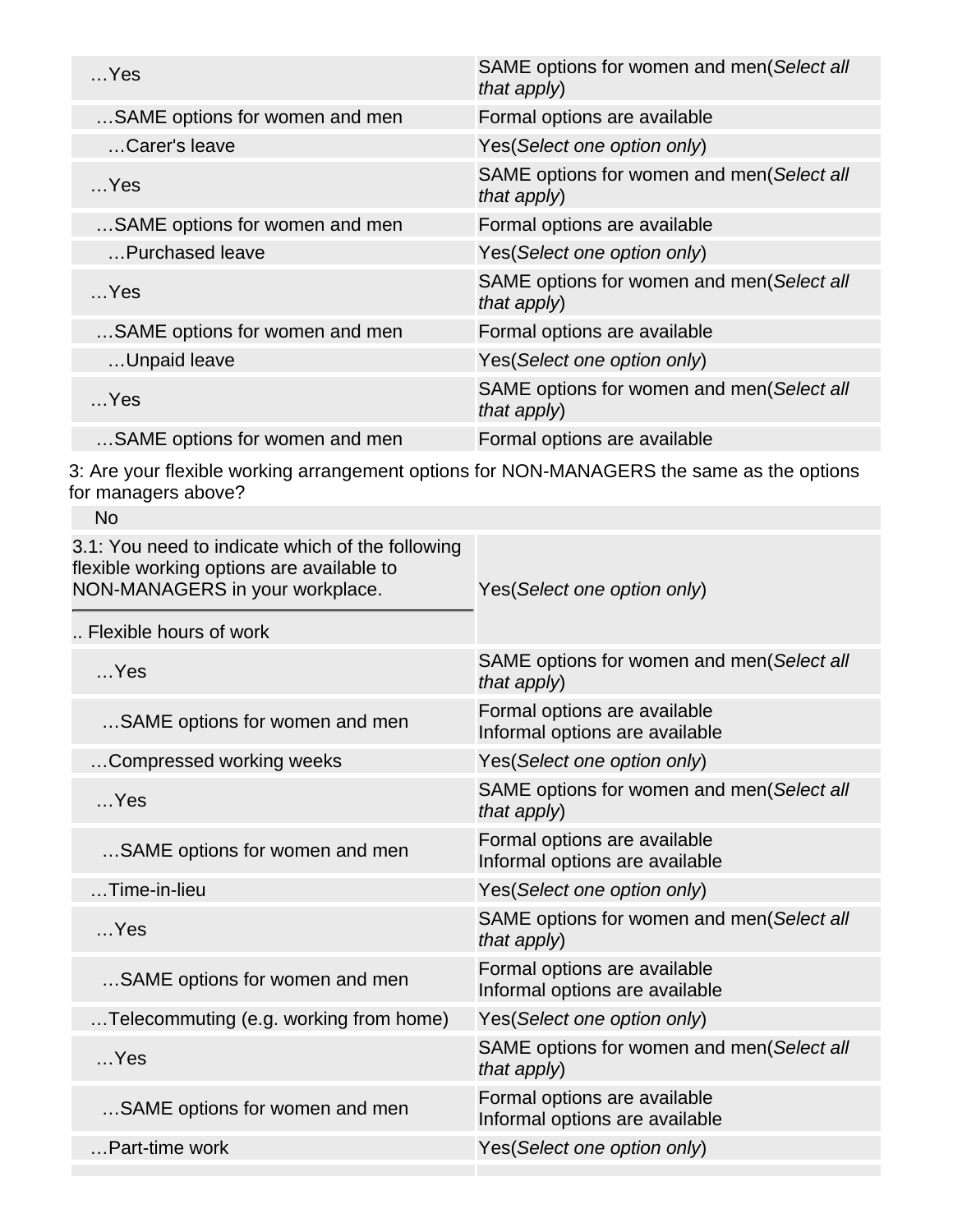| …Yes | SAME options for women and men(*Select all that apply*) |
|---|---|
| …SAME options for women and men | Formal options are available |
| …Carer's leave | Yes(*Select one option only*) |
| …Yes | SAME options for women and men(*Select all that apply*) |
| …SAME options for women and men | Formal options are available |
| …Purchased leave | Yes(*Select one option only*) |
| …Yes | SAME options for women and men(*Select all that apply*) |
| …SAME options for women and men | Formal options are available |
| …Unpaid leave | Yes(*Select one option only*) |
| …Yes | SAME options for women and men(*Select all that apply*) |
| …SAME options for women and men | Formal options are available |

3: Are your flexible working arrangement options for NON-MANAGERS the same as the options for managers above?

No

| 3.1: You need to indicate which of the following flexible working options are available to NON-MANAGERS in your workplace. .. Flexible hours of work | Yes(*Select one option only*) |
|---|---|
| …Yes | SAME options for women and men(*Select all that apply*) |
| …SAME options for women and men | Formal options are available<br>Informal options are available |
| …Compressed working weeks | Yes(*Select one option only*) |
| …Yes | SAME options for women and men(*Select all that apply*) |
| …SAME options for women and men | Formal options are available<br>Informal options are available |
| …Time-in-lieu | Yes(*Select one option only*) |
| …Yes | SAME options for women and men(*Select all that apply*) |
| …SAME options for women and men | Formal options are available<br>Informal options are available |
| …Telecommuting (e.g. working from home) | Yes(*Select one option only*) |
| …Yes | SAME options for women and men(*Select all that apply*) |
| …SAME options for women and men | Formal options are available<br>Informal options are available |
| …Part-time work | Yes(*Select one option only*) |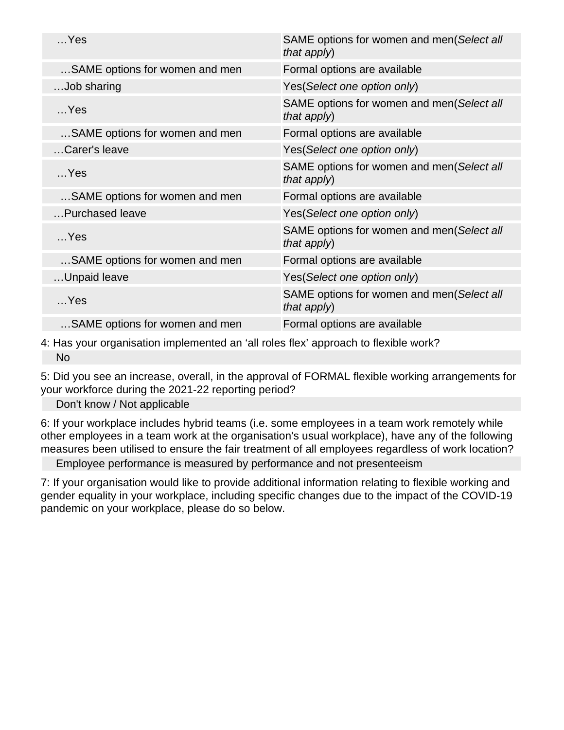| | |
|---|---|
| …Yes | SAME options for women and men(*Select all that apply*) |
| …SAME options for women and men | Formal options are available |
| …Job sharing | Yes(*Select one option only*) |
| …Yes | SAME options for women and men(*Select all that apply*) |
| …SAME options for women and men | Formal options are available |
| …Carer's leave | Yes(*Select one option only*) |
| …Yes | SAME options for women and men(*Select all that apply*) |
| …SAME options for women and men | Formal options are available |
| …Purchased leave | Yes(*Select one option only*) |
| …Yes | SAME options for women and men(*Select all that apply*) |
| …SAME options for women and men | Formal options are available |
| …Unpaid leave | Yes(*Select one option only*) |
| …Yes | SAME options for women and men(*Select all that apply*) |
| …SAME options for women and men | Formal options are available |

4: Has your organisation implemented an 'all roles flex' approach to flexible work?

No

5: Did you see an increase, overall, in the approval of FORMAL flexible working arrangements for your workforce during the 2021-22 reporting period?

Don't know / Not applicable

6: If your workplace includes hybrid teams (i.e. some employees in a team work remotely while other employees in a team work at the organisation's usual workplace), have any of the following measures been utilised to ensure the fair treatment of all employees regardless of work location?

Employee performance is measured by performance and not presenteeism

7: If your organisation would like to provide additional information relating to flexible working and gender equality in your workplace, including specific changes due to the impact of the COVID-19 pandemic on your workplace, please do so below.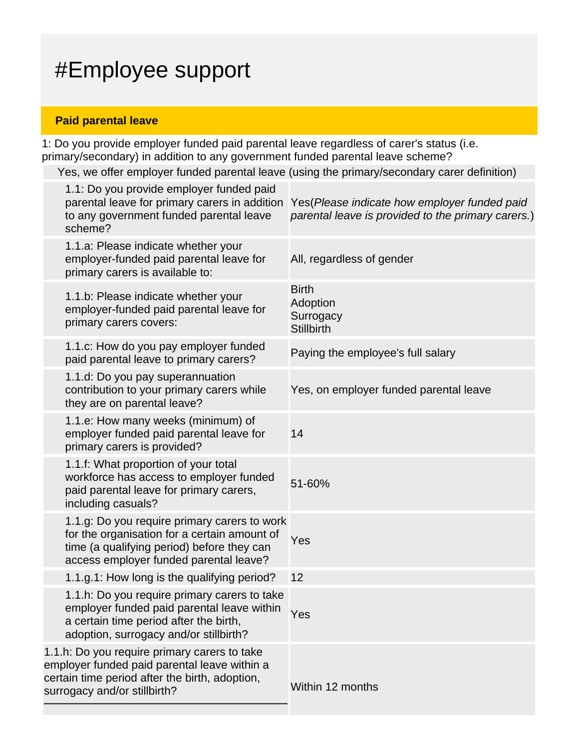# #Employee support

**Paid parental leave**

1: Do you provide employer funded paid parental leave regardless of carer's status (i.e. primary/secondary) in addition to any government funded parental leave scheme?

Yes, we offer employer funded parental leave (using the primary/secondary carer definition)

| | |
|---|---|
| 1.1: Do you provide employer funded paid parental leave for primary carers in addition to any government funded parental leave scheme? | Yes(*Please indicate how employer funded paid parental leave is provided to the primary carers.*) |
| 1.1.a: Please indicate whether your employer-funded paid parental leave for primary carers is available to: | All, regardless of gender |
| 1.1.b: Please indicate whether your employer-funded paid parental leave for primary carers covers: | Birth<br>Adoption<br>Surrogacy<br>Stillbirth |
| 1.1.c: How do you pay employer funded paid parental leave to primary carers? | Paying the employee's full salary |
| 1.1.d: Do you pay superannuation contribution to your primary carers while they are on parental leave? | Yes, on employer funded parental leave |
| 1.1.e: How many weeks (minimum) of employer funded paid parental leave for primary carers is provided? | 14 |
| 1.1.f: What proportion of your total workforce has access to employer funded paid parental leave for primary carers, including casuals? | 51-60% |
| 1.1.g: Do you require primary carers to work for the organisation for a certain amount of time (a qualifying period) before they can access employer funded parental leave? | Yes |
| 1.1.g.1: How long is the qualifying period? | 12 |
| 1.1.h: Do you require primary carers to take employer funded paid parental leave within a certain time period after the birth, adoption, surrogacy and/or stillbirth? | Yes |
| 1.1.h: Do you require primary carers to take employer funded paid parental leave within a certain time period after the birth, adoption, surrogacy and/or stillbirth? | Within 12 months |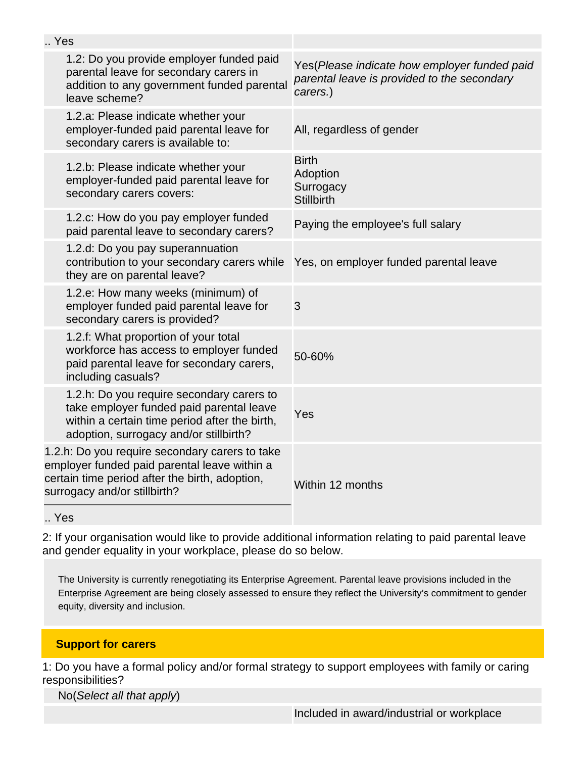| .. Yes | |
|---|---|
| 1.2: Do you provide employer funded paid parental leave for secondary carers in addition to any government funded parental leave scheme? | Yes(*Please indicate how employer funded paid parental leave is provided to the secondary carers.*) |
| 1.2.a: Please indicate whether your employer-funded paid parental leave for secondary carers is available to: | All, regardless of gender |
| 1.2.b: Please indicate whether your employer-funded paid parental leave for secondary carers covers: | Birth<br>Adoption<br>Surrogacy<br>Stillbirth |
| 1.2.c: How do you pay employer funded paid parental leave to secondary carers? | Paying the employee's full salary |
| 1.2.d: Do you pay superannuation contribution to your secondary carers while they are on parental leave? | Yes, on employer funded parental leave |
| 1.2.e: How many weeks (minimum) of employer funded paid parental leave for secondary carers is provided? | 3 |
| 1.2.f: What proportion of your total workforce has access to employer funded paid parental leave for secondary carers, including casuals? | 50-60% |
| 1.2.h: Do you require secondary carers to take employer funded paid parental leave within a certain time period after the birth, adoption, surrogacy and/or stillbirth? | Yes |
| 1.2.h: Do you require secondary carers to take employer funded paid parental leave within a certain time period after the birth, adoption, surrogacy and/or stillbirth?<br>.. Yes | Within 12 months |

2: If your organisation would like to provide additional information relating to paid parental leave and gender equality in your workplace, please do so below.

The University is currently renegotiating its Enterprise Agreement. Parental leave provisions included in the Enterprise Agreement are being closely assessed to ensure they reflect the University's commitment to gender equity, diversity and inclusion.

## Support for carers

1: Do you have a formal policy and/or formal strategy to support employees with family or caring responsibilities?

| No(*Select all that apply*) | |
|---|---|
| | Included in award/industrial or workplace |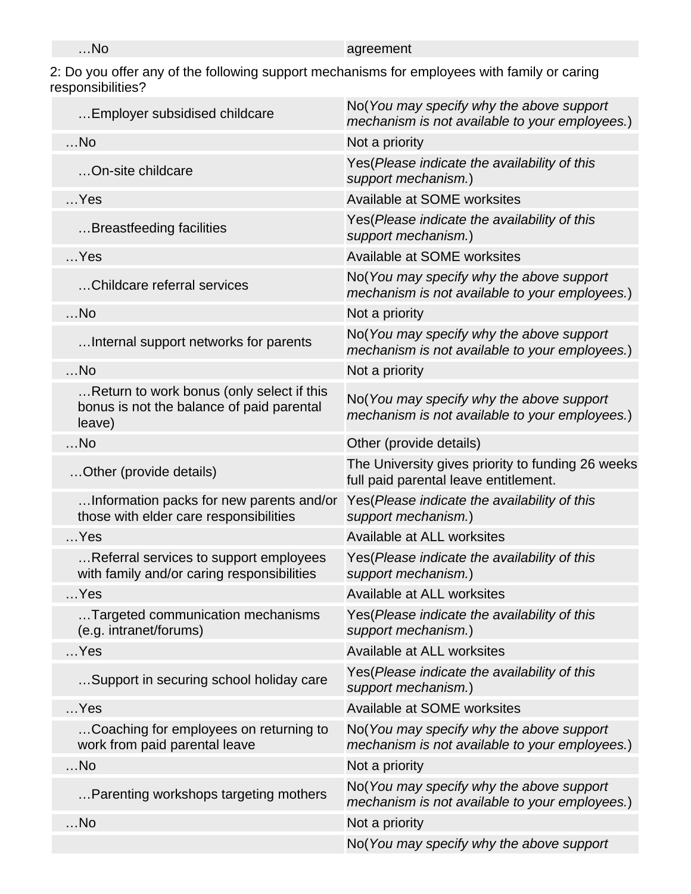| …No | agreement |
|---|---|

2: Do you offer any of the following support mechanisms for employees with family or caring responsibilities?

| | |
|---|---|
| …Employer subsidised childcare | No(*You may specify why the above support mechanism is not available to your employees.*) |
| …No | Not a priority |
| …On-site childcare | Yes(*Please indicate the availability of this support mechanism.*) |
| …Yes | Available at SOME worksites |
| …Breastfeeding facilities | Yes(*Please indicate the availability of this support mechanism.*) |
| …Yes | Available at SOME worksites |
| …Childcare referral services | No(*You may specify why the above support mechanism is not available to your employees.*) |
| …No | Not a priority |
| …Internal support networks for parents | No(*You may specify why the above support mechanism is not available to your employees.*) |
| …No | Not a priority |
| …Return to work bonus (only select if this bonus is not the balance of paid parental leave) | No(*You may specify why the above support mechanism is not available to your employees.*) |
| …No | Other (provide details) |
| …Other (provide details) | The University gives priority to funding 26 weeks full paid parental leave entitlement. |
| …Information packs for new parents and/or those with elder care responsibilities | Yes(*Please indicate the availability of this support mechanism.*) |
| …Yes | Available at ALL worksites |
| …Referral services to support employees with family and/or caring responsibilities | Yes(*Please indicate the availability of this support mechanism.*) |
| …Yes | Available at ALL worksites |
| …Targeted communication mechanisms (e.g. intranet/forums) | Yes(*Please indicate the availability of this support mechanism.*) |
| …Yes | Available at ALL worksites |
| …Support in securing school holiday care | Yes(*Please indicate the availability of this support mechanism.*) |
| …Yes | Available at SOME worksites |
| …Coaching for employees on returning to work from paid parental leave | No(*You may specify why the above support mechanism is not available to your employees.*) |
| …No | Not a priority |
| …Parenting workshops targeting mothers | No(*You may specify why the above support mechanism is not available to your employees.*) |
| …No | Not a priority |
| | No(*You may specify why the above support* |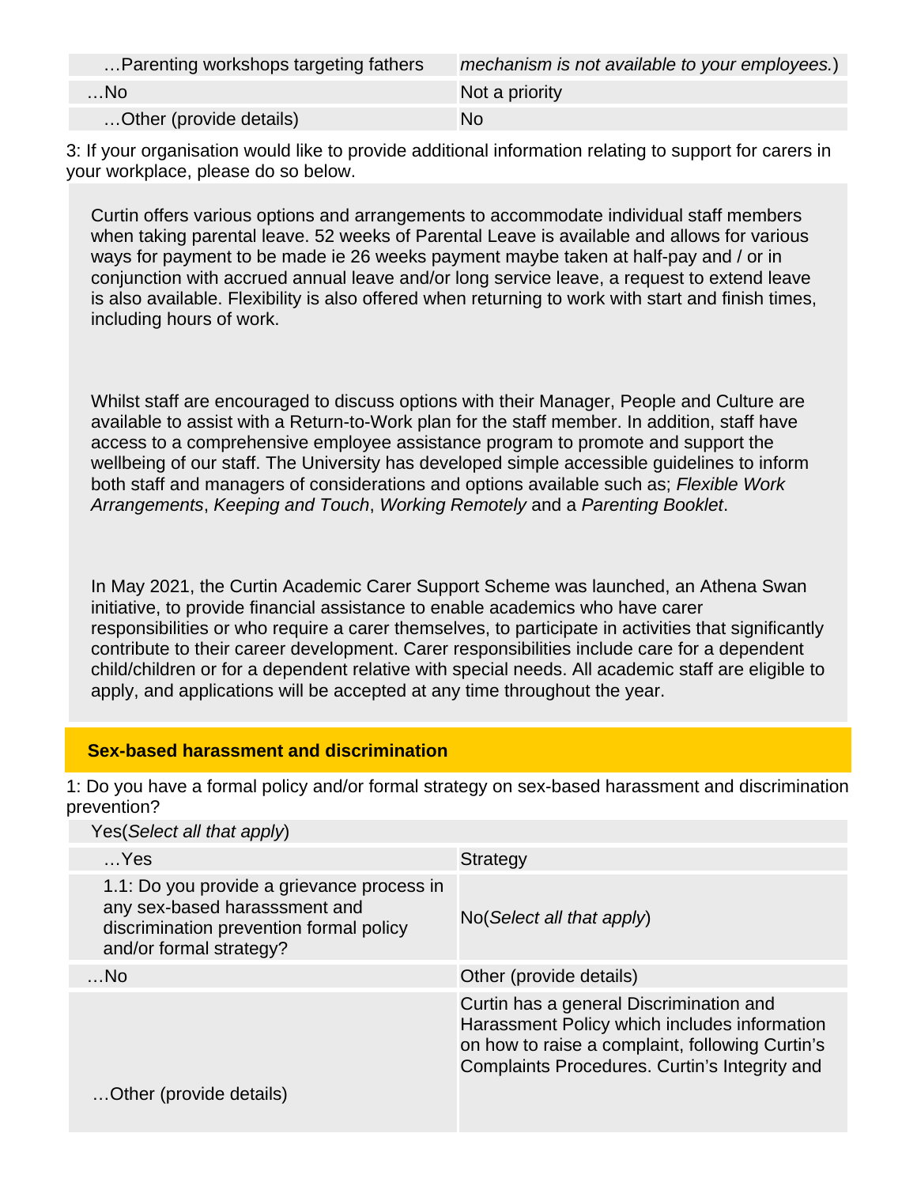| | |
|---|---|
| …Parenting workshops targeting fathers | *mechanism is not available to your employees.*) |
| …No | Not a priority |
| …Other (provide details) | No |

3: If your organisation would like to provide additional information relating to support for carers in your workplace, please do so below.

Curtin offers various options and arrangements to accommodate individual staff members when taking parental leave. 52 weeks of Parental Leave is available and allows for various ways for payment to be made ie 26 weeks payment maybe taken at half-pay and / or in conjunction with accrued annual leave and/or long service leave, a request to extend leave is also available. Flexibility is also offered when returning to work with start and finish times, including hours of work.

Whilst staff are encouraged to discuss options with their Manager, People and Culture are available to assist with a Return-to-Work plan for the staff member. In addition, staff have access to a comprehensive employee assistance program to promote and support the wellbeing of our staff. The University has developed simple accessible guidelines to inform both staff and managers of considerations and options available such as; *Flexible Work Arrangements*, *Keeping and Touch*, *Working Remotely* and a *Parenting Booklet*.

In May 2021, the Curtin Academic Carer Support Scheme was launched, an Athena Swan initiative, to provide financial assistance to enable academics who have carer responsibilities or who require a carer themselves, to participate in activities that significantly contribute to their career development. Carer responsibilities include care for a dependent child/children or for a dependent relative with special needs. All academic staff are eligible to apply, and applications will be accepted at any time throughout the year.

## Sex-based harassment and discrimination

1: Do you have a formal policy and/or formal strategy on sex-based harassment and discrimination prevention?

| Yes(*Select all that apply*) | |
|---|---|
| …Yes | Strategy |
| 1.1: Do you provide a grievance process in any sex-based harasssment and discrimination prevention formal policy and/or formal strategy? | No(*Select all that apply*) |
| …No | Other (provide details) |
| …Other (provide details) | Curtin has a general Discrimination and Harassment Policy which includes information on how to raise a complaint, following Curtin's Complaints Procedures. Curtin's Integrity and |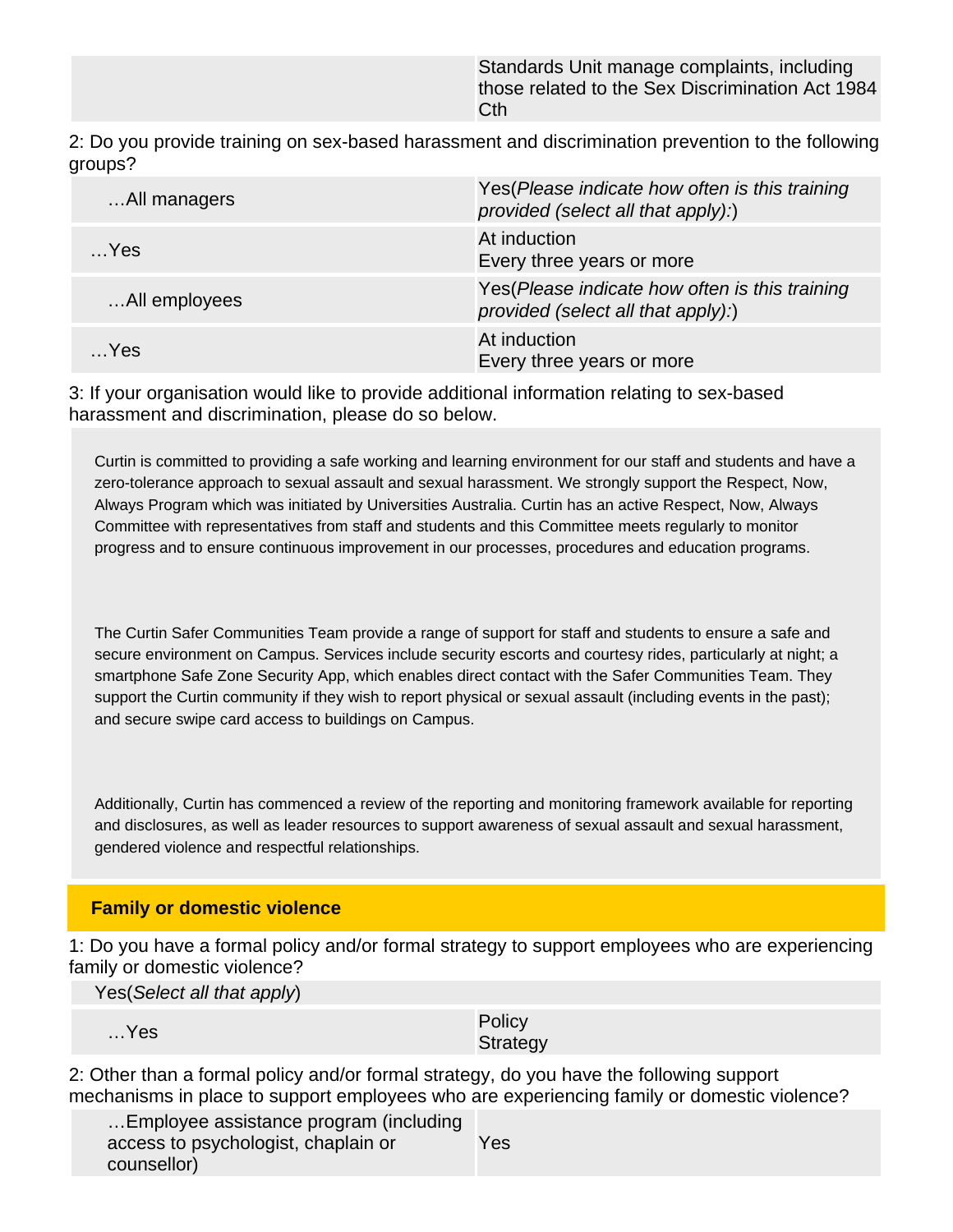| | Standards Unit manage complaints, including those related to the Sex Discrimination Act 1984 Cth |
|---|---|

2: Do you provide training on sex-based harassment and discrimination prevention to the following groups?

| | |
|---|---|
| …All managers | Yes(*Please indicate how often is this training provided (select all that apply):*) |
| …Yes | At induction<br>Every three years or more |
| …All employees | Yes(*Please indicate how often is this training provided (select all that apply):*) |
| …Yes | At induction<br>Every three years or more |

3: If your organisation would like to provide additional information relating to sex-based harassment and discrimination, please do so below.

Curtin is committed to providing a safe working and learning environment for our staff and students and have a zero-tolerance approach to sexual assault and sexual harassment. We strongly support the Respect, Now, Always Program which was initiated by Universities Australia. Curtin has an active Respect, Now, Always Committee with representatives from staff and students and this Committee meets regularly to monitor progress and to ensure continuous improvement in our processes, procedures and education programs.

The Curtin Safer Communities Team provide a range of support for staff and students to ensure a safe and secure environment on Campus. Services include security escorts and courtesy rides, particularly at night; a smartphone Safe Zone Security App, which enables direct contact with the Safer Communities Team. They support the Curtin community if they wish to report physical or sexual assault (including events in the past); and secure swipe card access to buildings on Campus.

Additionally, Curtin has commenced a review of the reporting and monitoring framework available for reporting and disclosures, as well as leader resources to support awareness of sexual assault and sexual harassment, gendered violence and respectful relationships.

## Family or domestic violence

1: Do you have a formal policy and/or formal strategy to support employees who are experiencing family or domestic violence?

Yes(*Select all that apply*)

| | |
|---|---|
| …Yes | Policy<br>Strategy |

2: Other than a formal policy and/or formal strategy, do you have the following support mechanisms in place to support employees who are experiencing family or domestic violence?

| | |
|---|---|
| …Employee assistance program (including access to psychologist, chaplain or counsellor) | Yes |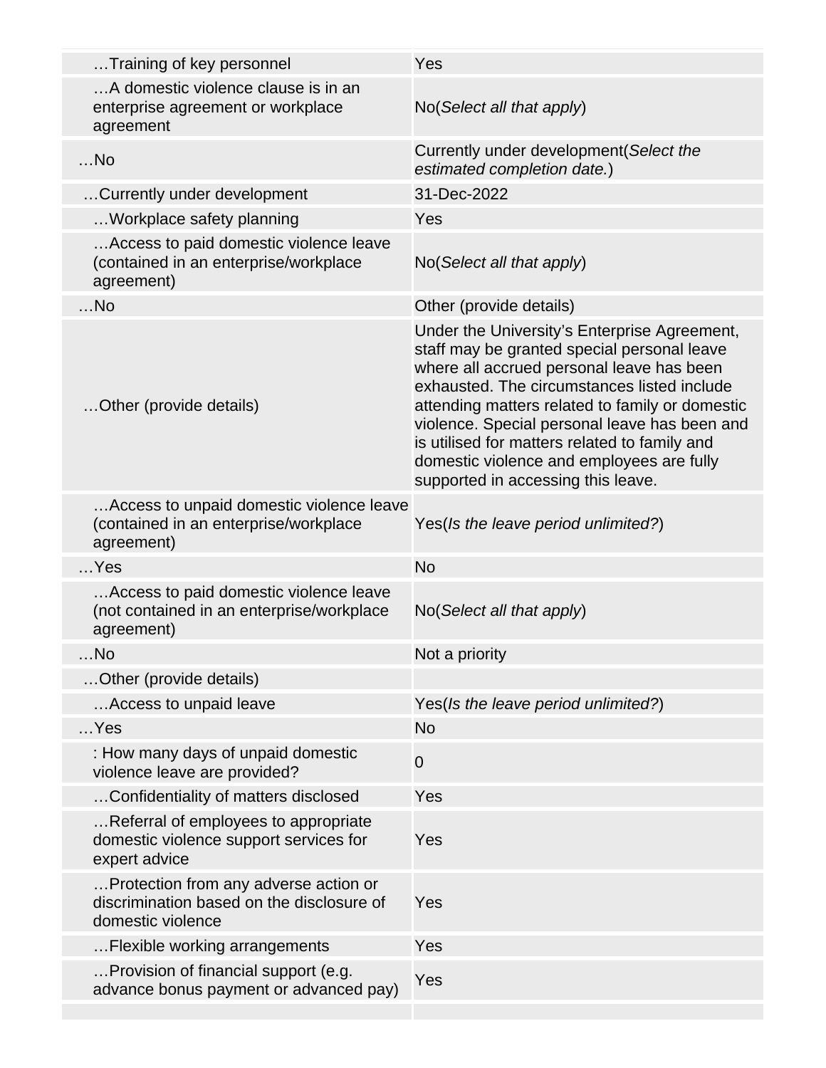| | |
|---|---|
| …Training of key personnel | Yes |
| …A domestic violence clause is in an enterprise agreement or workplace agreement | No(*Select all that apply*) |
| …No | Currently under development(*Select the estimated completion date.*) |
| …Currently under development | 31-Dec-2022 |
| …Workplace safety planning | Yes |
| …Access to paid domestic violence leave (contained in an enterprise/workplace agreement) | No(*Select all that apply*) |
| …No | Other (provide details) |
| …Other (provide details) | Under the University's Enterprise Agreement, staff may be granted special personal leave where all accrued personal leave has been exhausted. The circumstances listed include attending matters related to family or domestic violence. Special personal leave has been and is utilised for matters related to family and domestic violence and employees are fully supported in accessing this leave. |
| …Access to unpaid domestic violence leave (contained in an enterprise/workplace agreement) | Yes(*Is the leave period unlimited?*) |
| …Yes | No |
| …Access to paid domestic violence leave (not contained in an enterprise/workplace agreement) | No(*Select all that apply*) |
| …No | Not a priority |
| …Other (provide details) | |
| …Access to unpaid leave | Yes(*Is the leave period unlimited?*) |
| …Yes | No |
| : How many days of unpaid domestic violence leave are provided? | 0 |
| …Confidentiality of matters disclosed | Yes |
| …Referral of employees to appropriate domestic violence support services for expert advice | Yes |
| …Protection from any adverse action or discrimination based on the disclosure of domestic violence | Yes |
| …Flexible working arrangements | Yes |
| …Provision of financial support (e.g. advance bonus payment or advanced pay) | Yes |
| | |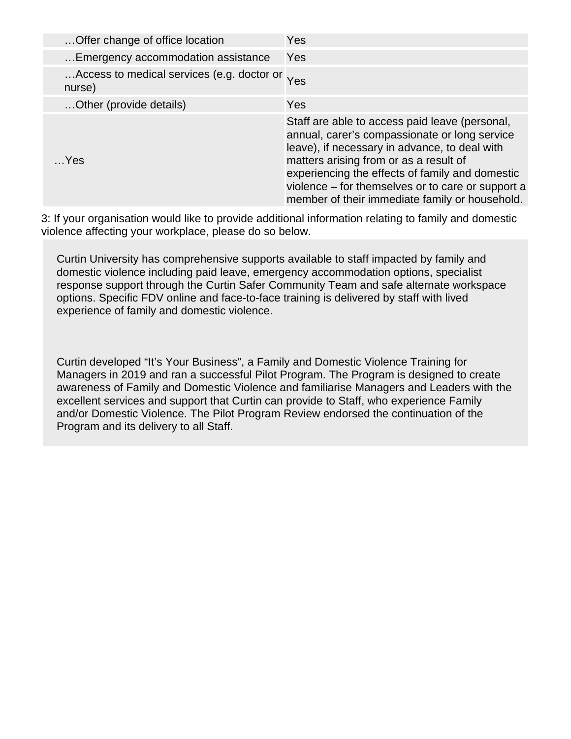| | |
|---|---|
| …Offer change of office location | Yes |
| …Emergency accommodation assistance | Yes |
| …Access to medical services (e.g. doctor or nurse) | Yes |
| …Other (provide details) | Yes |
| …Yes | Staff are able to access paid leave (personal, annual, carer's compassionate or long service leave), if necessary in advance, to deal with matters arising from or as a result of experiencing the effects of family and domestic violence – for themselves or to care or support a member of their immediate family or household. |

3: If your organisation would like to provide additional information relating to family and domestic violence affecting your workplace, please do so below.

Curtin University has comprehensive supports available to staff impacted by family and domestic violence including paid leave, emergency accommodation options, specialist response support through the Curtin Safer Community Team and safe alternate workspace options. Specific FDV online and face-to-face training is delivered by staff with lived experience of family and domestic violence.

Curtin developed "It's Your Business", a Family and Domestic Violence Training for Managers in 2019 and ran a successful Pilot Program. The Program is designed to create awareness of Family and Domestic Violence and familiarise Managers and Leaders with the excellent services and support that Curtin can provide to Staff, who experience Family and/or Domestic Violence. The Pilot Program Review endorsed the continuation of the Program and its delivery to all Staff.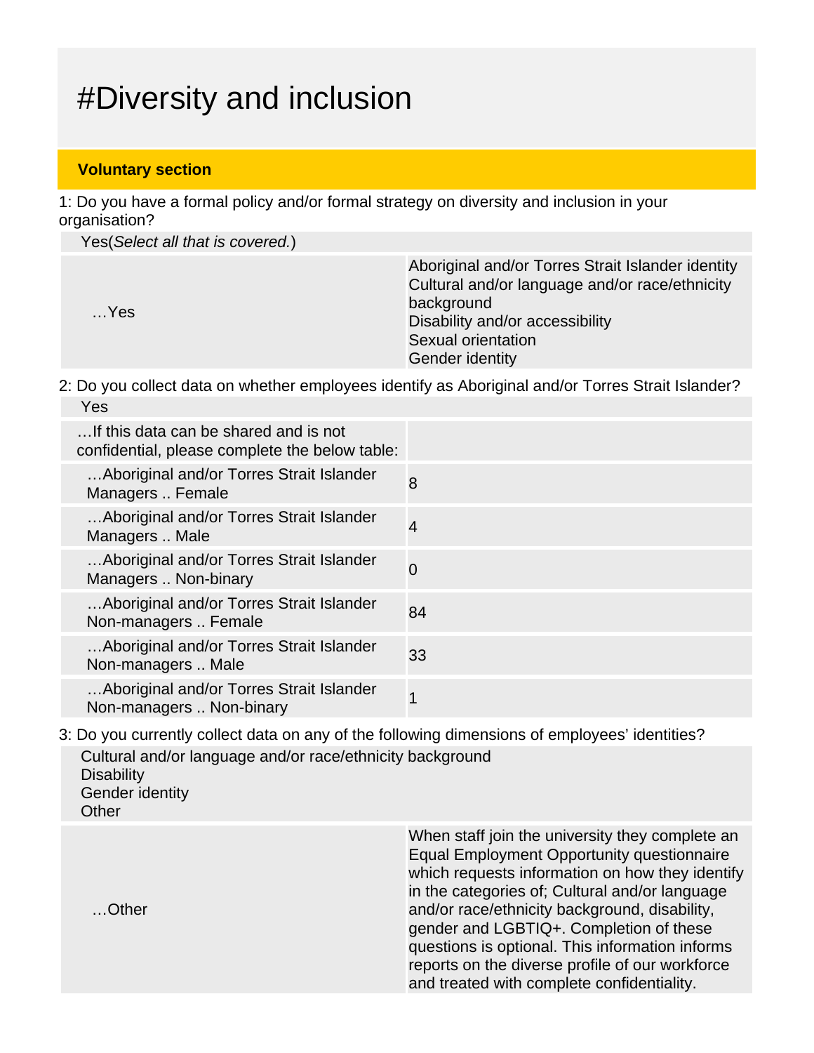# #Diversity and inclusion

**Voluntary section**

1: Do you have a formal policy and/or formal strategy on diversity and inclusion in your organisation?

Yes(*Select all that is covered.*)

| …Yes | Aboriginal and/or Torres Strait Islander identity<br>Cultural and/or language and/or race/ethnicity background<br>Disability and/or accessibility<br>Sexual orientation<br>Gender identity |
|---|---|

2: Do you collect data on whether employees identify as Aboriginal and/or Torres Strait Islander?

Yes

| …If this data can be shared and is not confidential, please complete the below table: | |
|---|---|
| …Aboriginal and/or Torres Strait Islander Managers .. Female | 8 |
| …Aboriginal and/or Torres Strait Islander Managers .. Male | 4 |
| …Aboriginal and/or Torres Strait Islander Managers .. Non-binary | 0 |
| …Aboriginal and/or Torres Strait Islander Non-managers .. Female | 84 |
| …Aboriginal and/or Torres Strait Islander Non-managers .. Male | 33 |
| …Aboriginal and/or Torres Strait Islander Non-managers .. Non-binary | 1 |

3: Do you currently collect data on any of the following dimensions of employees' identities?

Cultural and/or language and/or race/ethnicity background
Disability
Gender identity
Other

| …Other | When staff join the university they complete an Equal Employment Opportunity questionnaire which requests information on how they identify in the categories of; Cultural and/or language and/or race/ethnicity background, disability, gender and LGBTIQ+. Completion of these questions is optional. This information informs reports on the diverse profile of our workforce and treated with complete confidentiality. |
|---|---|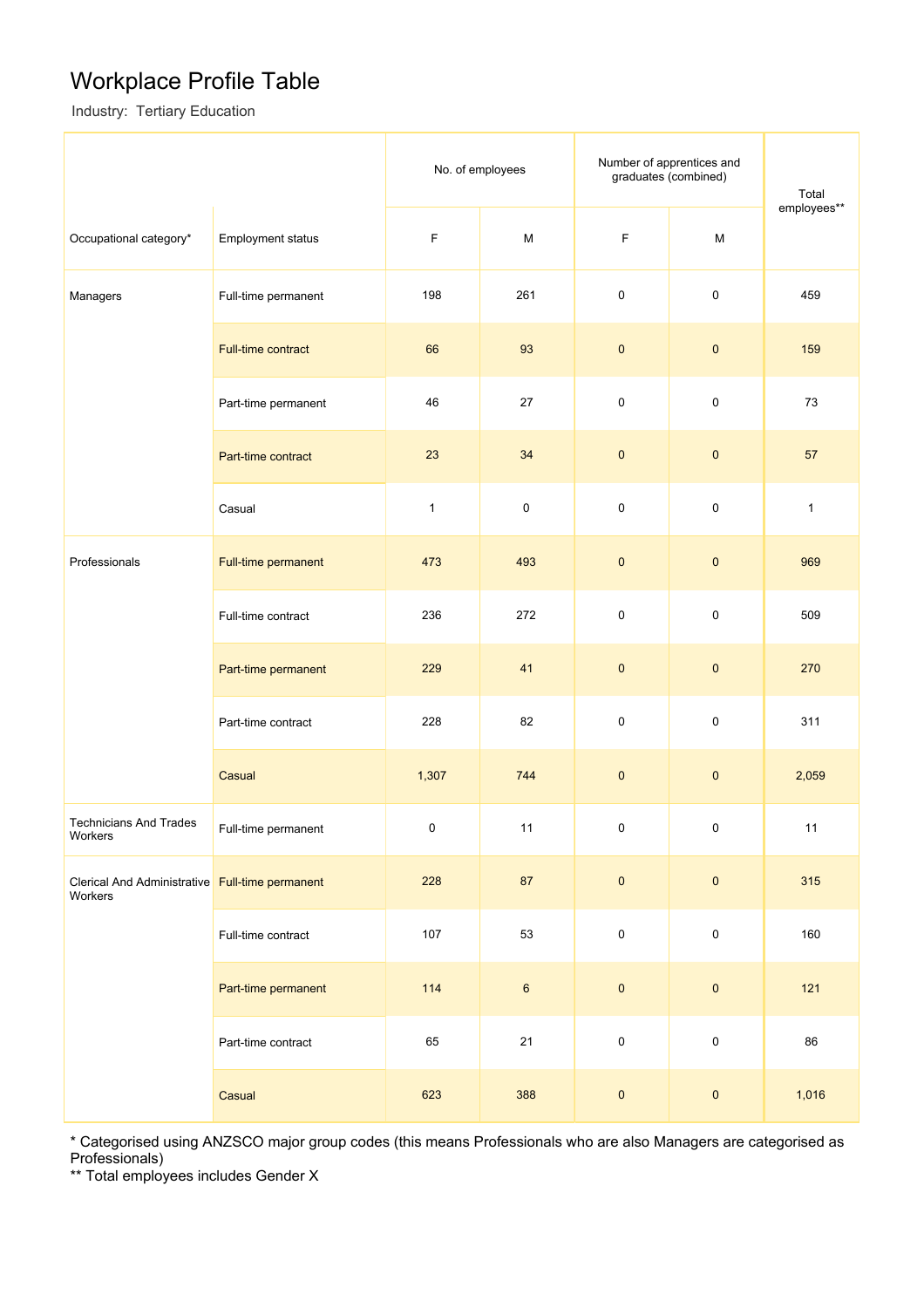# Workplace Profile Table

Industry: Tertiary Education

| Occupational category* | Employment status | No. of employees | | Number of apprentices and graduates (combined) | | Total employees** |
|---|---|---|---|---|---|---|
| | | F | M | F | M | |
| Managers | Full-time permanent | 198 | 261 | 0 | 0 | 459 |
| | Full-time contract | 66 | 93 | 0 | 0 | 159 |
| | Part-time permanent | 46 | 27 | 0 | 0 | 73 |
| | Part-time contract | 23 | 34 | 0 | 0 | 57 |
| | Casual | 1 | 0 | 0 | 0 | 1 |
| Professionals | Full-time permanent | 473 | 493 | 0 | 0 | 969 |
| | Full-time contract | 236 | 272 | 0 | 0 | 509 |
| | Part-time permanent | 229 | 41 | 0 | 0 | 270 |
| | Part-time contract | 228 | 82 | 0 | 0 | 311 |
| | Casual | 1,307 | 744 | 0 | 0 | 2,059 |
| Technicians And Trades Workers | Full-time permanent | 0 | 11 | 0 | 0 | 11 |
| Clerical And Administrative Workers | Full-time permanent | 228 | 87 | 0 | 0 | 315 |
| | Full-time contract | 107 | 53 | 0 | 0 | 160 |
| | Part-time permanent | 114 | 6 | 0 | 0 | 121 |
| | Part-time contract | 65 | 21 | 0 | 0 | 86 |
| | Casual | 623 | 388 | 0 | 0 | 1,016 |

* Categorised using ANZSCO major group codes (this means Professionals who are also Managers are categorised as Professionals)

** Total employees includes Gender X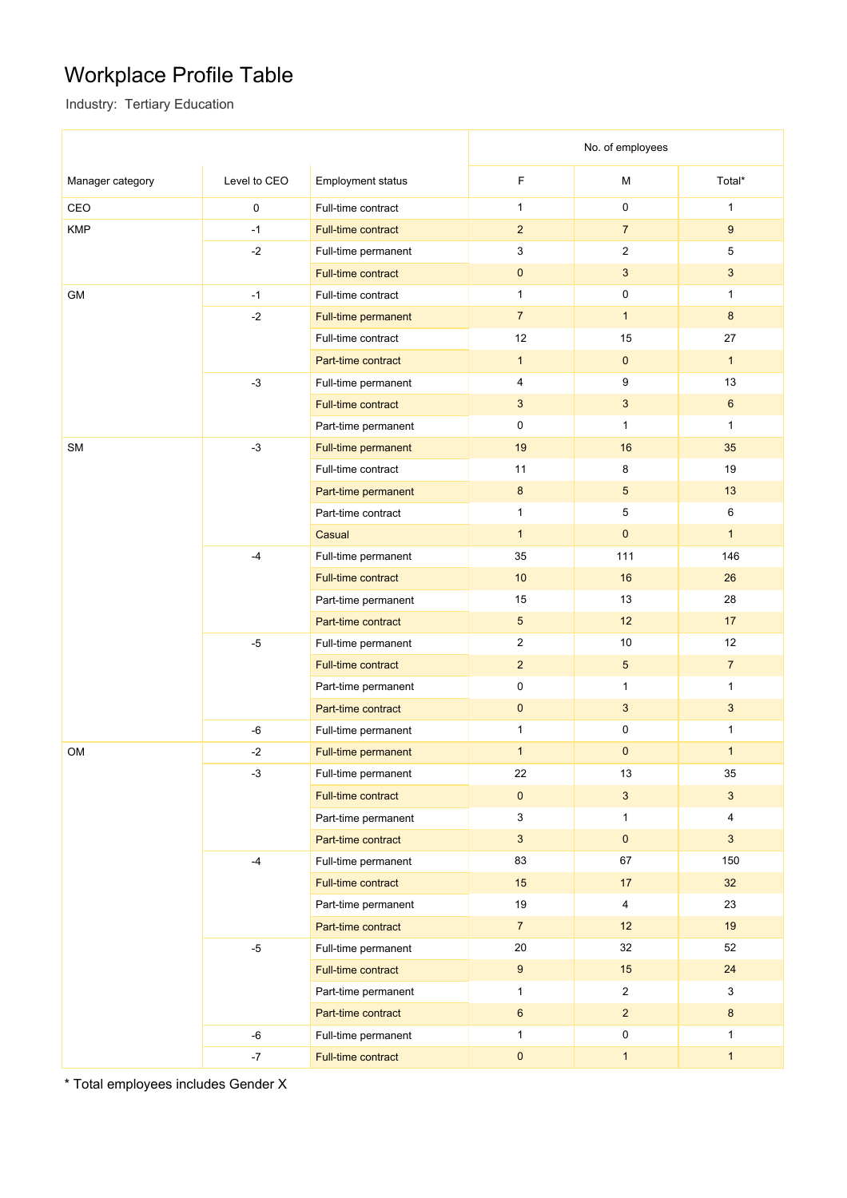# Workplace Profile Table

Industry: Tertiary Education

| Manager category | Level to CEO | Employment status | No. of employees | | |
|---|---|---|---|---|---|
| | | | F | M | Total* |
| CEO | 0 | Full-time contract | 1 | 0 | 1 |
| KMP | -1 | Full-time contract | 2 | 7 | 9 |
| | -2 | Full-time permanent | 3 | 2 | 5 |
| | | Full-time contract | 0 | 3 | 3 |
| GM | -1 | Full-time contract | 1 | 0 | 1 |
| | -2 | Full-time permanent | 7 | 1 | 8 |
| | | Full-time contract | 12 | 15 | 27 |
| | | Part-time contract | 1 | 0 | 1 |
| | -3 | Full-time permanent | 4 | 9 | 13 |
| | | Full-time contract | 3 | 3 | 6 |
| | | Part-time permanent | 0 | 1 | 1 |
| SM | -3 | Full-time permanent | 19 | 16 | 35 |
| | | Full-time contract | 11 | 8 | 19 |
| | | Part-time permanent | 8 | 5 | 13 |
| | | Part-time contract | 1 | 5 | 6 |
| | | Casual | 1 | 0 | 1 |
| | -4 | Full-time permanent | 35 | 111 | 146 |
| | | Full-time contract | 10 | 16 | 26 |
| | | Part-time permanent | 15 | 13 | 28 |
| | | Part-time contract | 5 | 12 | 17 |
| | -5 | Full-time permanent | 2 | 10 | 12 |
| | | Full-time contract | 2 | 5 | 7 |
| | | Part-time permanent | 0 | 1 | 1 |
| | | Part-time contract | 0 | 3 | 3 |
| | -6 | Full-time permanent | 1 | 0 | 1 |
| OM | -2 | Full-time permanent | 1 | 0 | 1 |
| | -3 | Full-time permanent | 22 | 13 | 35 |
| | | Full-time contract | 0 | 3 | 3 |
| | | Part-time permanent | 3 | 1 | 4 |
| | | Part-time contract | 3 | 0 | 3 |
| | -4 | Full-time permanent | 83 | 67 | 150 |
| | | Full-time contract | 15 | 17 | 32 |
| | | Part-time permanent | 19 | 4 | 23 |
| | | Part-time contract | 7 | 12 | 19 |
| | -5 | Full-time permanent | 20 | 32 | 52 |
| | | Full-time contract | 9 | 15 | 24 |
| | | Part-time permanent | 1 | 2 | 3 |
| | | Part-time contract | 6 | 2 | 8 |
| | -6 | Full-time permanent | 1 | 0 | 1 |
| | -7 | Full-time contract | 0 | 1 | 1 |

* Total employees includes Gender X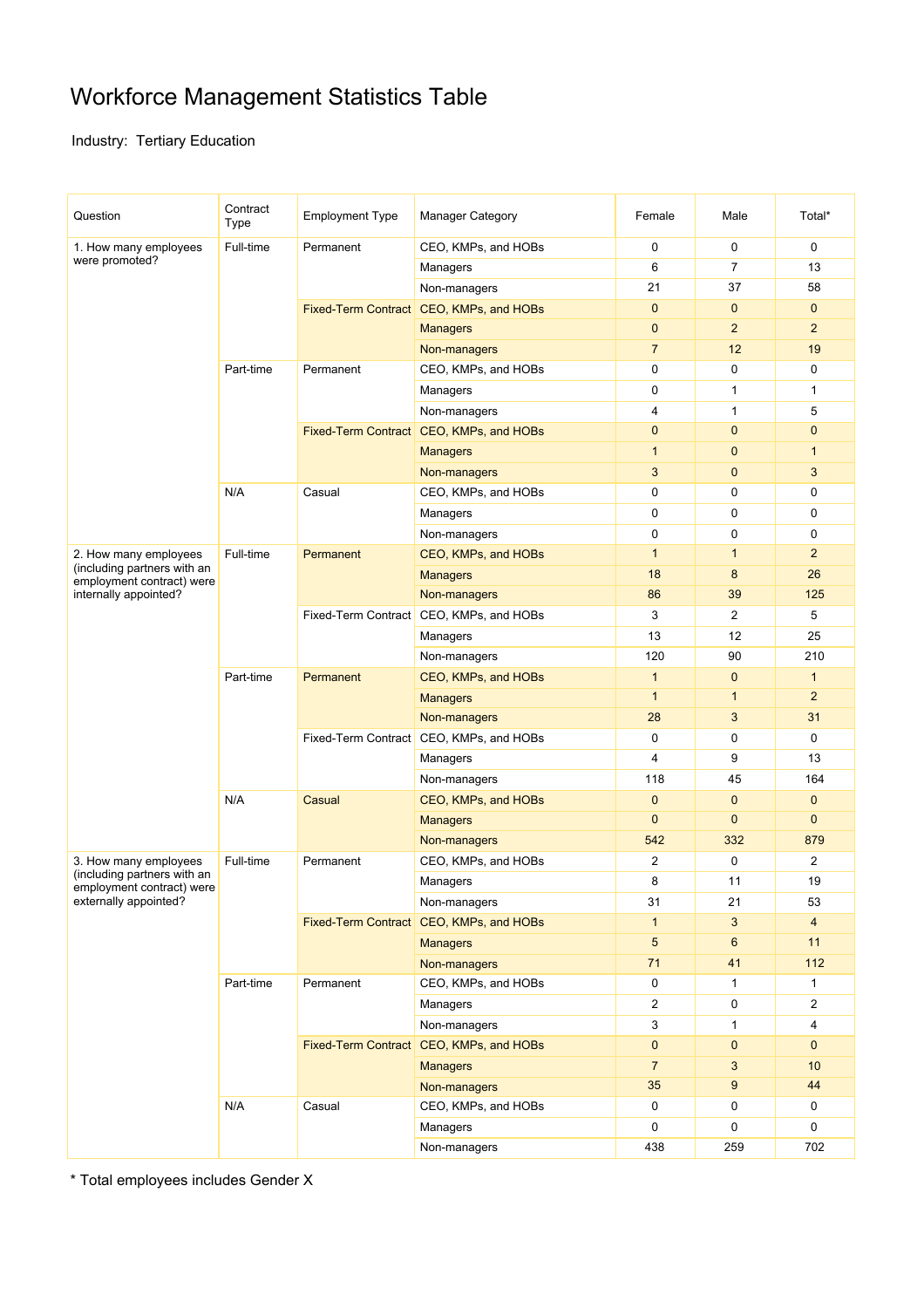# Workforce Management Statistics Table

Industry: Tertiary Education

| Question | Contract Type | Employment Type | Manager Category | Female | Male | Total* |
|---|---|---|---|---|---|---|
| 1. How many employees were promoted? | Full-time | Permanent | CEO, KMPs, and HOBs | 0 | 0 | 0 |
| | | | Managers | 6 | 7 | 13 |
| | | | Non-managers | 21 | 37 | 58 |
| | | Fixed-Term Contract | CEO, KMPs, and HOBs | 0 | 0 | 0 |
| | | | Managers | 0 | 2 | 2 |
| | | | Non-managers | 7 | 12 | 19 |
| | Part-time | Permanent | CEO, KMPs, and HOBs | 0 | 0 | 0 |
| | | | Managers | 0 | 1 | 1 |
| | | | Non-managers | 4 | 1 | 5 |
| | | Fixed-Term Contract | CEO, KMPs, and HOBs | 0 | 0 | 0 |
| | | | Managers | 1 | 0 | 1 |
| | | | Non-managers | 3 | 0 | 3 |
| | N/A | Casual | CEO, KMPs, and HOBs | 0 | 0 | 0 |
| | | | Managers | 0 | 0 | 0 |
| | | | Non-managers | 0 | 0 | 0 |
| 2. How many employees (including partners with an employment contract) were internally appointed? | Full-time | Permanent | CEO, KMPs, and HOBs | 1 | 1 | 2 |
| | | | Managers | 18 | 8 | 26 |
| | | | Non-managers | 86 | 39 | 125 |
| | | Fixed-Term Contract | CEO, KMPs, and HOBs | 3 | 2 | 5 |
| | | | Managers | 13 | 12 | 25 |
| | | | Non-managers | 120 | 90 | 210 |
| | Part-time | Permanent | CEO, KMPs, and HOBs | 1 | 0 | 1 |
| | | | Managers | 1 | 1 | 2 |
| | | | Non-managers | 28 | 3 | 31 |
| | | Fixed-Term Contract | CEO, KMPs, and HOBs | 0 | 0 | 0 |
| | | | Managers | 4 | 9 | 13 |
| | | | Non-managers | 118 | 45 | 164 |
| | N/A | Casual | CEO, KMPs, and HOBs | 0 | 0 | 0 |
| | | | Managers | 0 | 0 | 0 |
| | | | Non-managers | 542 | 332 | 879 |
| 3. How many employees (including partners with an employment contract) were externally appointed? | Full-time | Permanent | CEO, KMPs, and HOBs | 2 | 0 | 2 |
| | | | Managers | 8 | 11 | 19 |
| | | | Non-managers | 31 | 21 | 53 |
| | | Fixed-Term Contract | CEO, KMPs, and HOBs | 1 | 3 | 4 |
| | | | Managers | 5 | 6 | 11 |
| | | | Non-managers | 71 | 41 | 112 |
| | Part-time | Permanent | CEO, KMPs, and HOBs | 0 | 1 | 1 |
| | | | Managers | 2 | 0 | 2 |
| | | | Non-managers | 3 | 1 | 4 |
| | | Fixed-Term Contract | CEO, KMPs, and HOBs | 0 | 0 | 0 |
| | | | Managers | 7 | 3 | 10 |
| | | | Non-managers | 35 | 9 | 44 |
| | N/A | Casual | CEO, KMPs, and HOBs | 0 | 0 | 0 |
| | | | Managers | 0 | 0 | 0 |
| | | | Non-managers | 438 | 259 | 702 |

* Total employees includes Gender X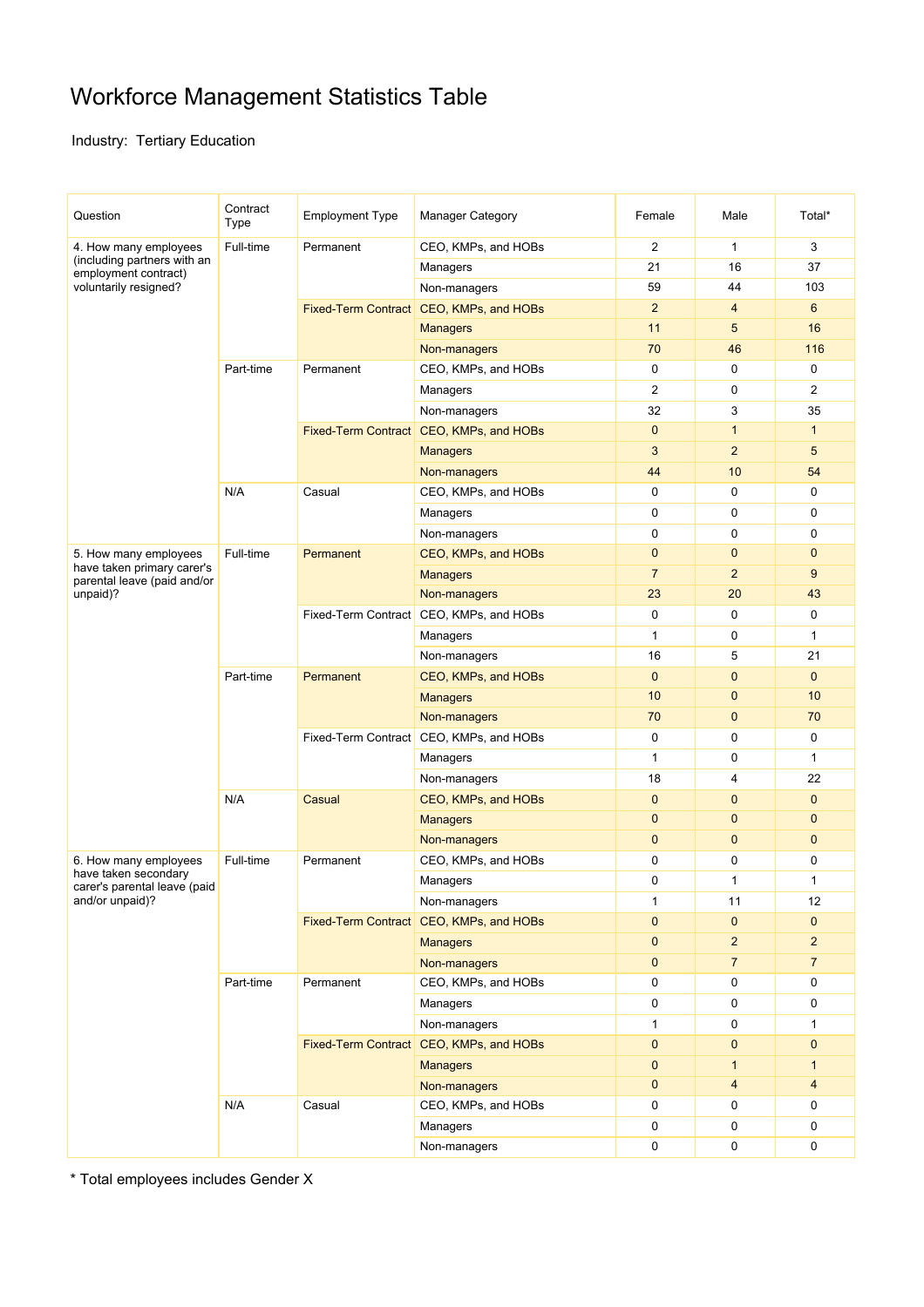# Workforce Management Statistics Table

Industry: Tertiary Education

| Question | Contract Type | Employment Type | Manager Category | Female | Male | Total* |
|---|---|---|---|---|---|---|
| 4. How many employees (including partners with an employment contract) voluntarily resigned? | Full-time | Permanent | CEO, KMPs, and HOBs | 2 | 1 | 3 |
| | | | Managers | 21 | 16 | 37 |
| | | | Non-managers | 59 | 44 | 103 |
| | | Fixed-Term Contract | CEO, KMPs, and HOBs | 2 | 4 | 6 |
| | | | Managers | 11 | 5 | 16 |
| | | | Non-managers | 70 | 46 | 116 |
| | Part-time | Permanent | CEO, KMPs, and HOBs | 0 | 0 | 0 |
| | | | Managers | 2 | 0 | 2 |
| | | | Non-managers | 32 | 3 | 35 |
| | | Fixed-Term Contract | CEO, KMPs, and HOBs | 0 | 1 | 1 |
| | | | Managers | 3 | 2 | 5 |
| | | | Non-managers | 44 | 10 | 54 |
| | N/A | Casual | CEO, KMPs, and HOBs | 0 | 0 | 0 |
| | | | Managers | 0 | 0 | 0 |
| | | | Non-managers | 0 | 0 | 0 |
| 5. How many employees have taken primary carer's parental leave (paid and/or unpaid)? | Full-time | Permanent | CEO, KMPs, and HOBs | 0 | 0 | 0 |
| | | | Managers | 7 | 2 | 9 |
| | | | Non-managers | 23 | 20 | 43 |
| | | Fixed-Term Contract | CEO, KMPs, and HOBs | 0 | 0 | 0 |
| | | | Managers | 1 | 0 | 1 |
| | | | Non-managers | 16 | 5 | 21 |
| | Part-time | Permanent | CEO, KMPs, and HOBs | 0 | 0 | 0 |
| | | | Managers | 10 | 0 | 10 |
| | | | Non-managers | 70 | 0 | 70 |
| | | Fixed-Term Contract | CEO, KMPs, and HOBs | 0 | 0 | 0 |
| | | | Managers | 1 | 0 | 1 |
| | | | Non-managers | 18 | 4 | 22 |
| | N/A | Casual | CEO, KMPs, and HOBs | 0 | 0 | 0 |
| | | | Managers | 0 | 0 | 0 |
| | | | Non-managers | 0 | 0 | 0 |
| 6. How many employees have taken secondary carer's parental leave (paid and/or unpaid)? | Full-time | Permanent | CEO, KMPs, and HOBs | 0 | 0 | 0 |
| | | | Managers | 0 | 1 | 1 |
| | | | Non-managers | 1 | 11 | 12 |
| | | Fixed-Term Contract | CEO, KMPs, and HOBs | 0 | 0 | 0 |
| | | | Managers | 0 | 2 | 2 |
| | | | Non-managers | 0 | 7 | 7 |
| | Part-time | Permanent | CEO, KMPs, and HOBs | 0 | 0 | 0 |
| | | | Managers | 0 | 0 | 0 |
| | | | Non-managers | 1 | 0 | 1 |
| | | Fixed-Term Contract | CEO, KMPs, and HOBs | 0 | 0 | 0 |
| | | | Managers | 0 | 1 | 1 |
| | | | Non-managers | 0 | 4 | 4 |
| | N/A | Casual | CEO, KMPs, and HOBs | 0 | 0 | 0 |
| | | | Managers | 0 | 0 | 0 |
| | | | Non-managers | 0 | 0 | 0 |

* Total employees includes Gender X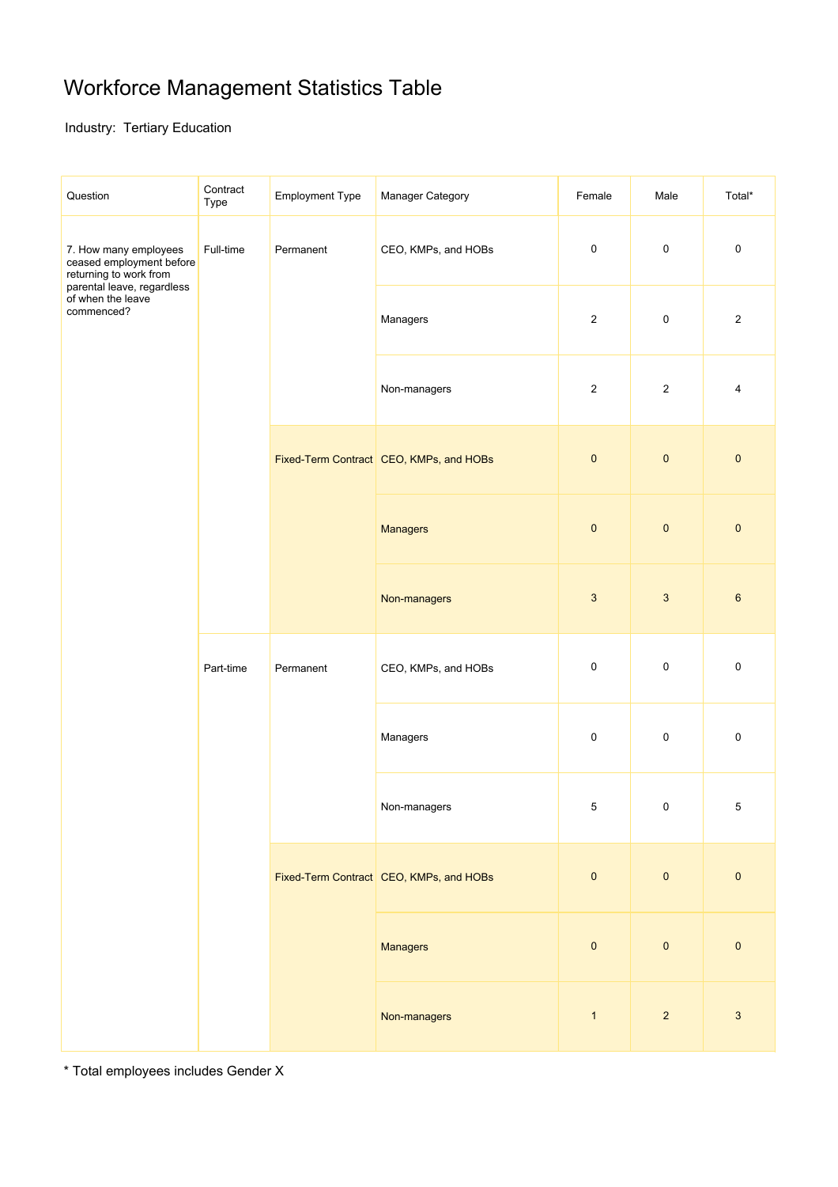# Workforce Management Statistics Table

Industry: Tertiary Education

| Question | Contract Type | Employment Type | Manager Category | Female | Male | Total* |
|---|---|---|---|---|---|---|
| 7. How many employees ceased employment before returning to work from parental leave, regardless of when the leave commenced? | Full-time | Permanent | CEO, KMPs, and HOBs | 0 | 0 | 0 |
| | | | Managers | 2 | 0 | 2 |
| | | | Non-managers | 2 | 2 | 4 |
| | | Fixed-Term Contract | CEO, KMPs, and HOBs | 0 | 0 | 0 |
| | | | Managers | 0 | 0 | 0 |
| | | | Non-managers | 3 | 3 | 6 |
| | Part-time | Permanent | CEO, KMPs, and HOBs | 0 | 0 | 0 |
| | | | Managers | 0 | 0 | 0 |
| | | | Non-managers | 5 | 0 | 5 |
| | | Fixed-Term Contract | CEO, KMPs, and HOBs | 0 | 0 | 0 |
| | | | Managers | 0 | 0 | 0 |
| | | | Non-managers | 1 | 2 | 3 |

* Total employees includes Gender X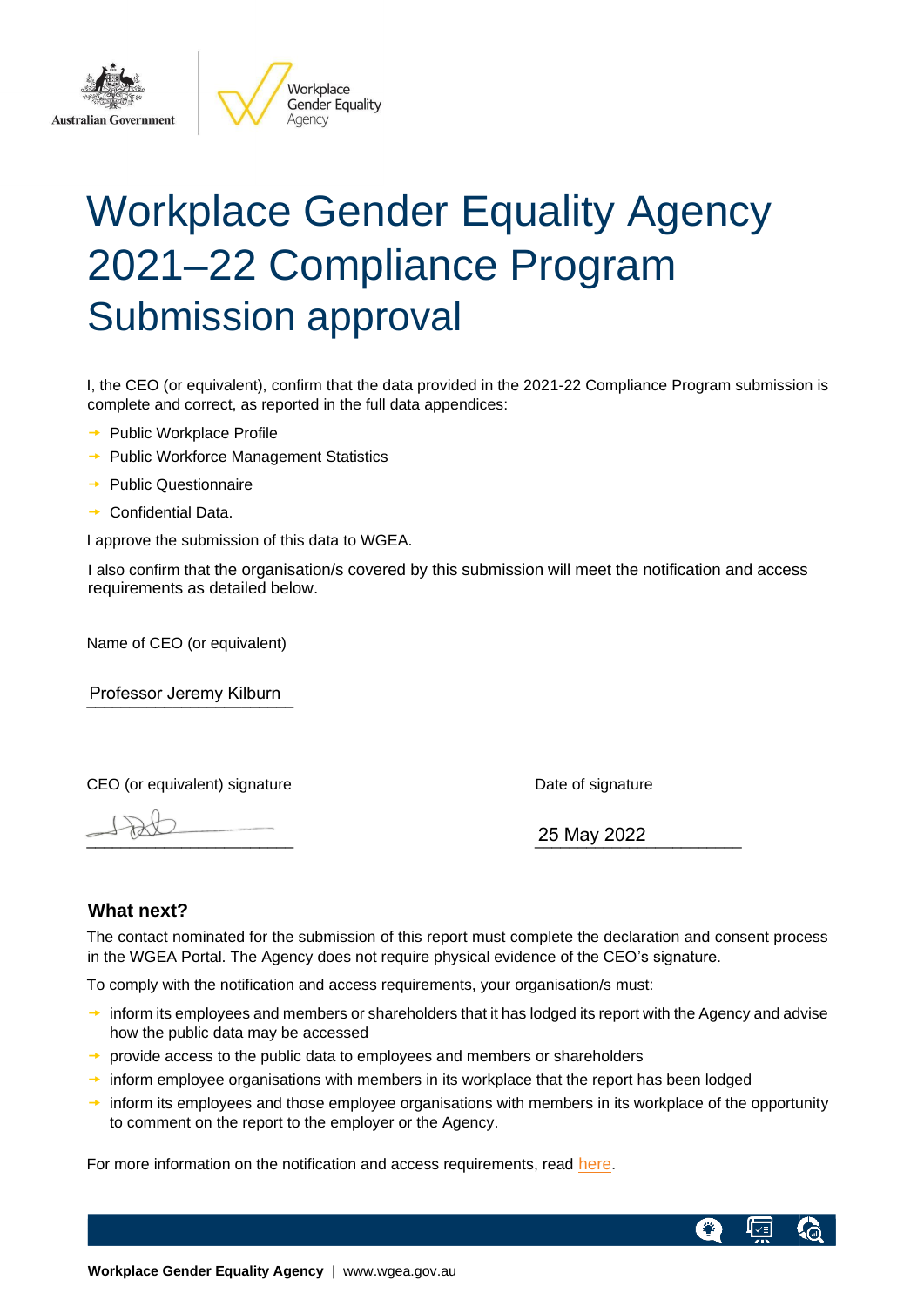Australian Government

Workplace Gender Equality Agency

# Workplace Gender Equality Agency 2021–22 Compliance Program

## Submission approval

I, the CEO (or equivalent), confirm that the data provided in the 2021-22 Compliance Program submission is complete and correct, as reported in the full data appendices:

- Public Workplace Profile
- Public Workforce Management Statistics
- Public Questionnaire
- Confidential Data.

I approve the submission of this data to WGEA.

I also confirm that the organisation/s covered by this submission will meet the notification and access requirements as detailed below.

Name of CEO (or equivalent)

Professor Jeremy Kilburn

CEO (or equivalent) signature

Date of signature

25 May 2022

### What next?

The contact nominated for the submission of this report must complete the declaration and consent process in the WGEA Portal. The Agency does not require physical evidence of the CEO's signature.

To comply with the notification and access requirements, your organisation/s must:

- inform its employees and members or shareholders that it has lodged its report with the Agency and advise how the public data may be accessed
- provide access to the public data to employees and members or shareholders
- inform employee organisations with members in its workplace that the report has been lodged
- inform its employees and those employee organisations with members in its workplace of the opportunity to comment on the report to the employer or the Agency.

For more information on the notification and access requirements, read here.

**Workplace Gender Equality Agency** | www.wgea.gov.au